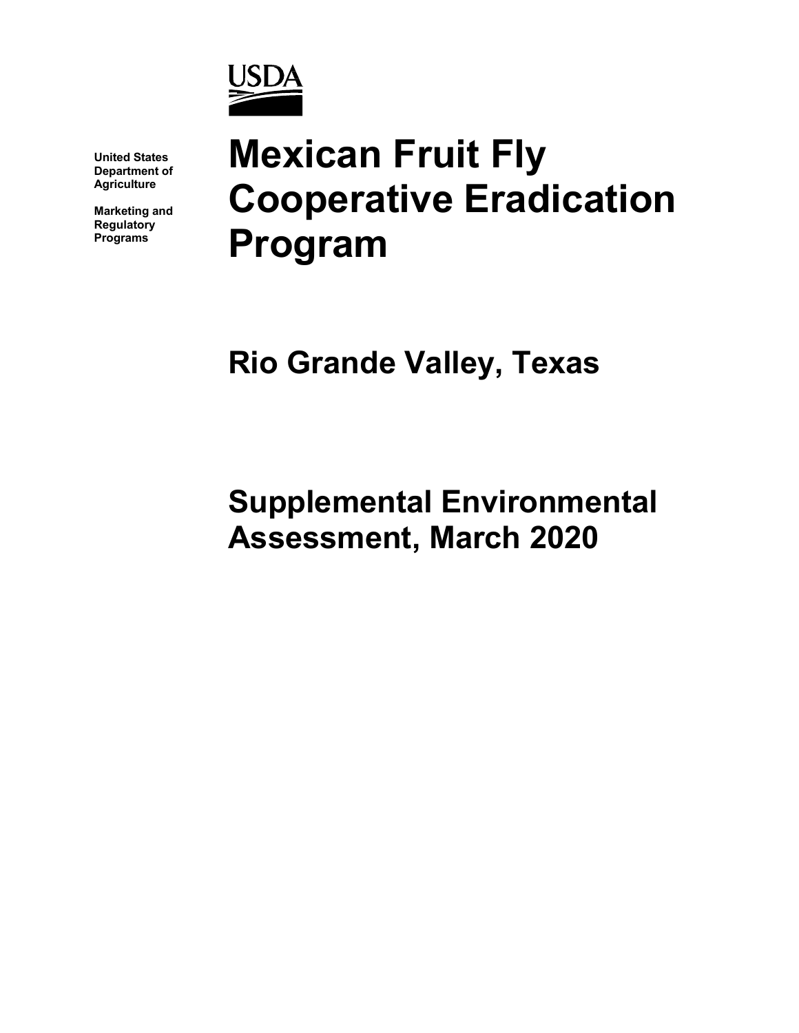United States Department of Agriculture

Marketing and Regulatory Programs

# Mexican Fruit Fly Cooperative Eradication Program

## Rio Grande Valley, Texas

## Supplemental Environmental Assessment, March 2020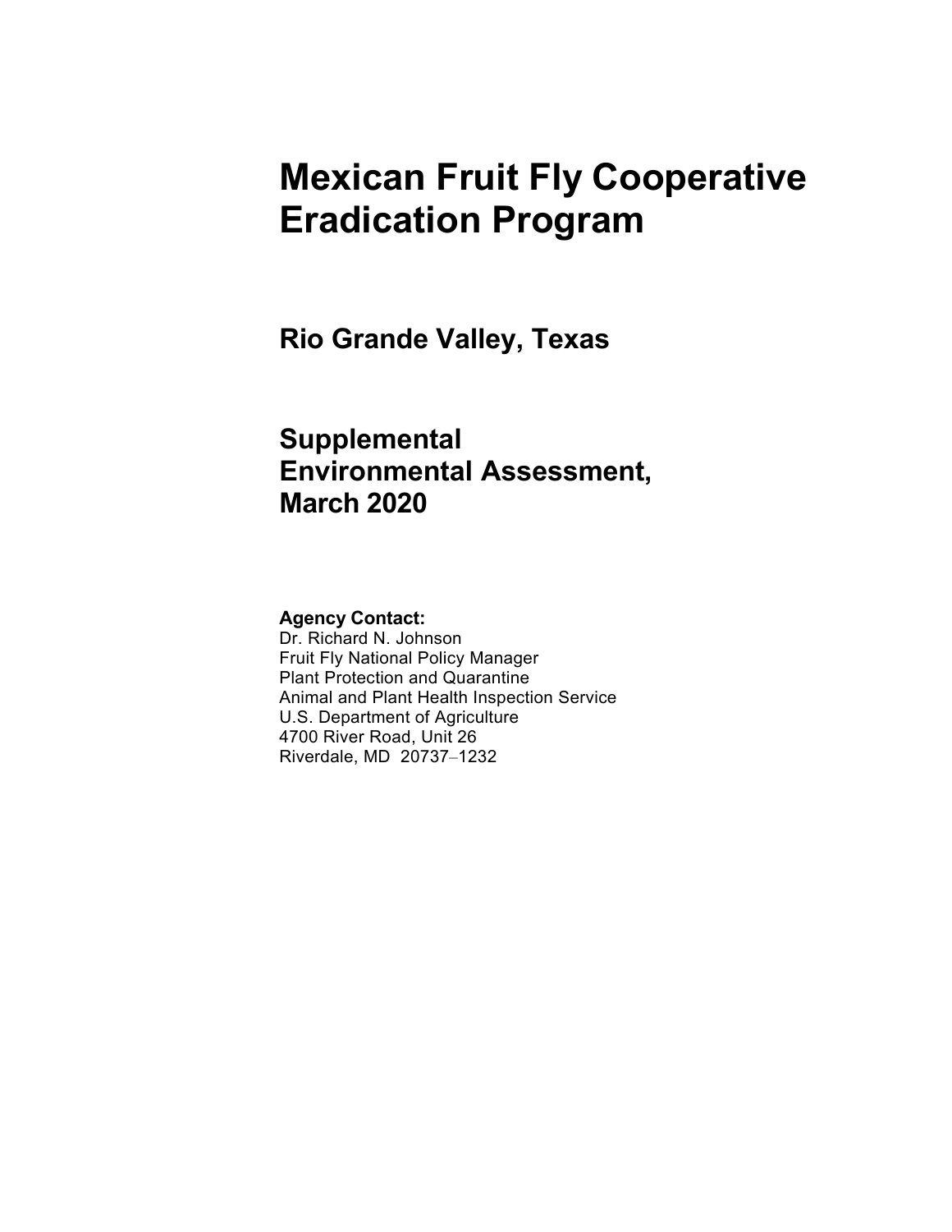# Mexican Fruit Fly Cooperative Eradication Program

## Rio Grande Valley, Texas

## Supplemental Environmental Assessment, March 2020

**Agency Contact:**
Dr. Richard N. Johnson
Fruit Fly National Policy Manager
Plant Protection and Quarantine
Animal and Plant Health Inspection Service
U.S. Department of Agriculture
4700 River Road, Unit 26
Riverdale, MD 20737–1232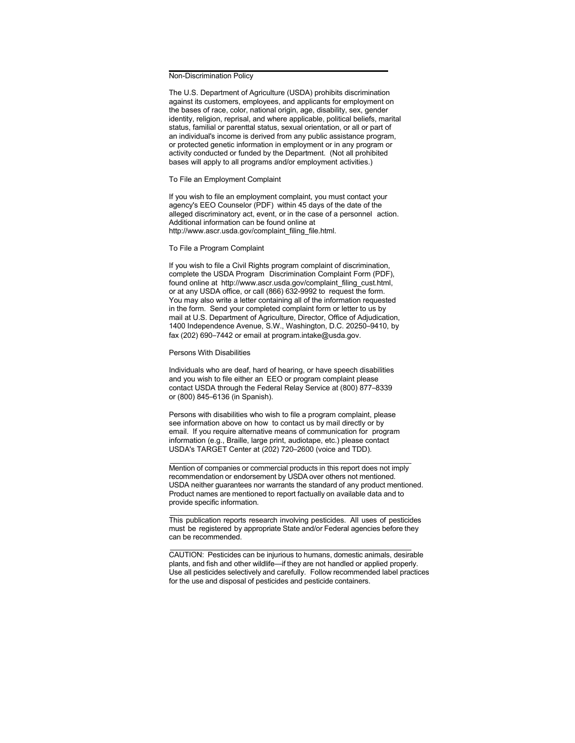## Non-Discrimination Policy

The U.S. Department of Agriculture (USDA) prohibits discrimination against its customers, employees, and applicants for employment on the bases of race, color, national origin, age, disability, sex, gender identity, religion, reprisal, and where applicable, political beliefs, marital status, familial or parenttal status, sexual orientation, or all or part of an individual's income is derived from any public assistance program, or protected genetic information in employment or in any program or activity conducted or funded by the Department. (Not all prohibited bases will apply to all programs and/or employment activities.)

### To File an Employment Complaint

If you wish to file an employment complaint, you must contact your agency's EEO Counselor (PDF) within 45 days of the date of the alleged discriminatory act, event, or in the case of a personnel action. Additional information can be found online at http://www.ascr.usda.gov/complaint_filing_file.html.

### To File a Program Complaint

If you wish to file a Civil Rights program complaint of discrimination, complete the USDA Program Discrimination Complaint Form (PDF), found online at http://www.ascr.usda.gov/complaint_filing_cust.html, or at any USDA office, or call (866) 632-9992 to request the form. You may also write a letter containing all of the information requested in the form. Send your completed complaint form or letter to us by mail at U.S. Department of Agriculture, Director, Office of Adjudication, 1400 Independence Avenue, S.W., Washington, D.C. 20250–9410, by fax (202) 690–7442 or email at program.intake@usda.gov.

### Persons With Disabilities

Individuals who are deaf, hard of hearing, or have speech disabilities and you wish to file either an EEO or program complaint please contact USDA through the Federal Relay Service at (800) 877–8339 or (800) 845–6136 (in Spanish).

Persons with disabilities who wish to file a program complaint, please see information above on how to contact us by mail directly or by email. If you require alternative means of communication for program information (e.g., Braille, large print, audiotape, etc.) please contact USDA's TARGET Center at (202) 720–2600 (voice and TDD).

---

Mention of companies or commercial products in this report does not imply recommendation or endorsement by USDA over others not mentioned. USDA neither guarantees nor warrants the standard of any product mentioned. Product names are mentioned to report factually on available data and to provide specific information.

---

This publication reports research involving pesticides. All uses of pesticides must be registered by appropriate State and/or Federal agencies before they can be recommended.

---

CAUTION: Pesticides can be injurious to humans, domestic animals, desirable plants, and fish and other wildlife—if they are not handled or applied properly. Use all pesticides selectively and carefully. Follow recommended label practices for the use and disposal of pesticides and pesticide containers.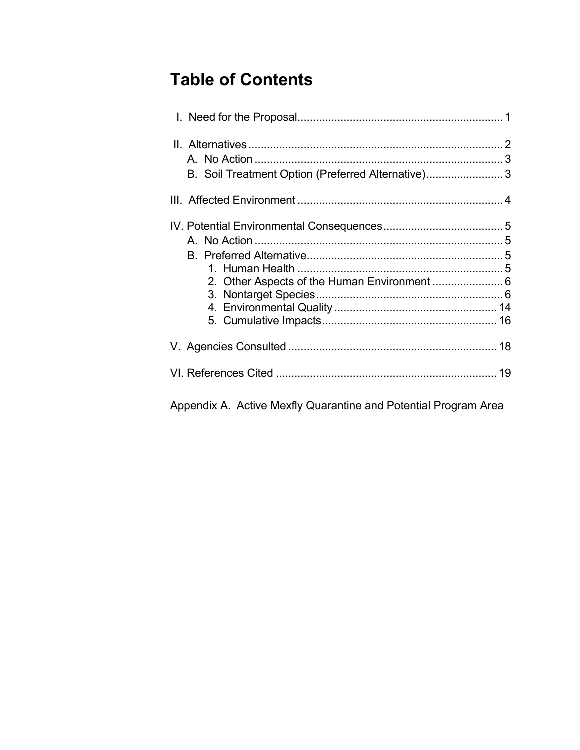# Table of Contents

I. Need for the Proposal .......... 1

II. Alternatives .......... 2
- A. No Action .......... 3
- B. Soil Treatment Option (Preferred Alternative) .......... 3

III. Affected Environment .......... 4

IV. Potential Environmental Consequences .......... 5
- A. No Action .......... 5
- B. Preferred Alternative .......... 5
  1. Human Health .......... 5
  2. Other Aspects of the Human Environment .......... 6
  3. Nontarget Species .......... 6
  4. Environmental Quality .......... 14
  5. Cumulative Impacts .......... 16

V. Agencies Consulted .......... 18

VI. References Cited .......... 19

Appendix A. Active Mexfly Quarantine and Potential Program Area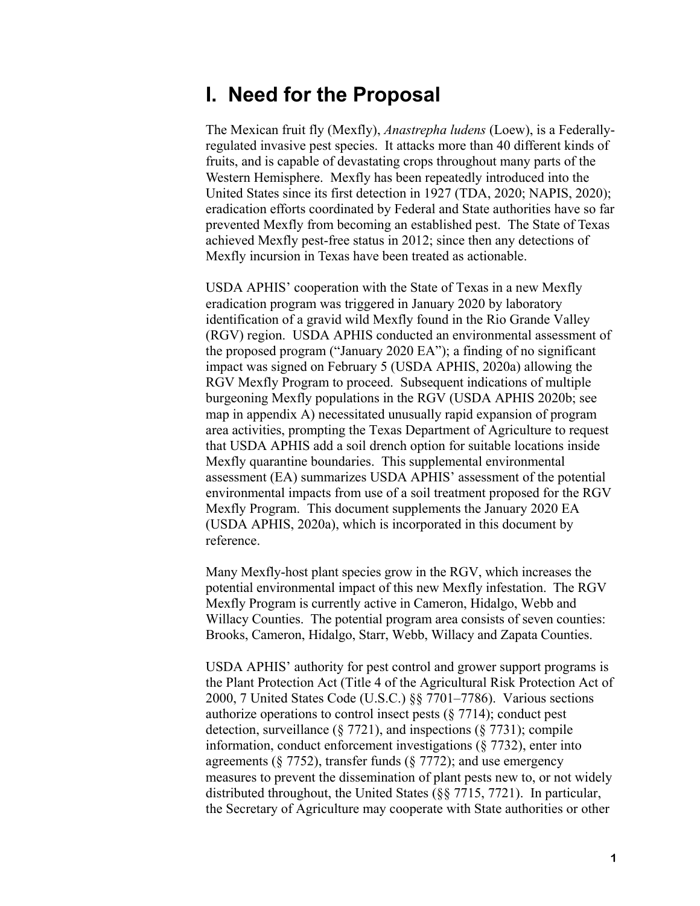# I. Need for the Proposal

The Mexican fruit fly (Mexfly), *Anastrepha ludens* (Loew), is a Federally-regulated invasive pest species. It attacks more than 40 different kinds of fruits, and is capable of devastating crops throughout many parts of the Western Hemisphere. Mexfly has been repeatedly introduced into the United States since its first detection in 1927 (TDA, 2020; NAPIS, 2020); eradication efforts coordinated by Federal and State authorities have so far prevented Mexfly from becoming an established pest. The State of Texas achieved Mexfly pest-free status in 2012; since then any detections of Mexfly incursion in Texas have been treated as actionable.

USDA APHIS' cooperation with the State of Texas in a new Mexfly eradication program was triggered in January 2020 by laboratory identification of a gravid wild Mexfly found in the Rio Grande Valley (RGV) region. USDA APHIS conducted an environmental assessment of the proposed program ("January 2020 EA"); a finding of no significant impact was signed on February 5 (USDA APHIS, 2020a) allowing the RGV Mexfly Program to proceed. Subsequent indications of multiple burgeoning Mexfly populations in the RGV (USDA APHIS 2020b; see map in appendix A) necessitated unusually rapid expansion of program area activities, prompting the Texas Department of Agriculture to request that USDA APHIS add a soil drench option for suitable locations inside Mexfly quarantine boundaries. This supplemental environmental assessment (EA) summarizes USDA APHIS' assessment of the potential environmental impacts from use of a soil treatment proposed for the RGV Mexfly Program. This document supplements the January 2020 EA (USDA APHIS, 2020a), which is incorporated in this document by reference.

Many Mexfly-host plant species grow in the RGV, which increases the potential environmental impact of this new Mexfly infestation. The RGV Mexfly Program is currently active in Cameron, Hidalgo, Webb and Willacy Counties. The potential program area consists of seven counties: Brooks, Cameron, Hidalgo, Starr, Webb, Willacy and Zapata Counties.

USDA APHIS' authority for pest control and grower support programs is the Plant Protection Act (Title 4 of the Agricultural Risk Protection Act of 2000, 7 United States Code (U.S.C.) §§ 7701–7786). Various sections authorize operations to control insect pests (§ 7714); conduct pest detection, surveillance (§ 7721), and inspections (§ 7731); compile information, conduct enforcement investigations (§ 7732), enter into agreements (§ 7752), transfer funds (§ 7772); and use emergency measures to prevent the dissemination of plant pests new to, or not widely distributed throughout, the United States (§§ 7715, 7721). In particular, the Secretary of Agriculture may cooperate with State authorities or other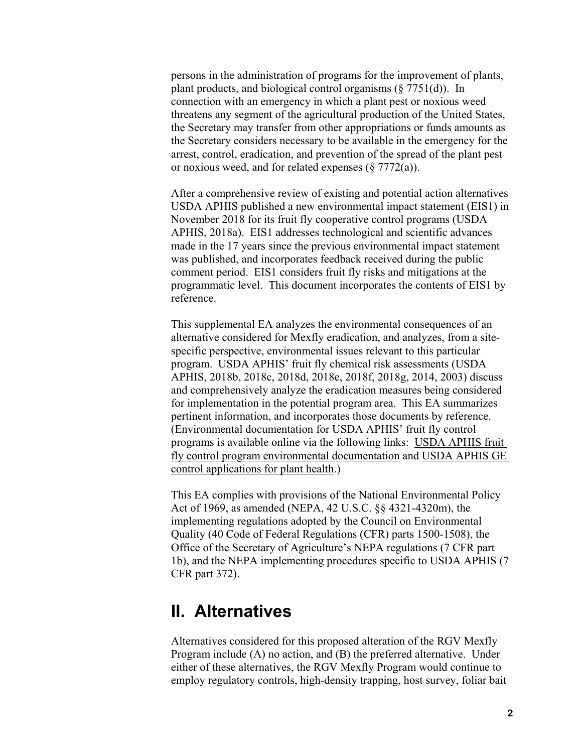persons in the administration of programs for the improvement of plants, plant products, and biological control organisms (§ 7751(d)). In connection with an emergency in which a plant pest or noxious weed threatens any segment of the agricultural production of the United States, the Secretary may transfer from other appropriations or funds amounts as the Secretary considers necessary to be available in the emergency for the arrest, control, eradication, and prevention of the spread of the plant pest or noxious weed, and for related expenses (§ 7772(a)).

After a comprehensive review of existing and potential action alternatives USDA APHIS published a new environmental impact statement (EIS1) in November 2018 for its fruit fly cooperative control programs (USDA APHIS, 2018a). EIS1 addresses technological and scientific advances made in the 17 years since the previous environmental impact statement was published, and incorporates feedback received during the public comment period. EIS1 considers fruit fly risks and mitigations at the programmatic level. This document incorporates the contents of EIS1 by reference.

This supplemental EA analyzes the environmental consequences of an alternative considered for Mexfly eradication, and analyzes, from a site-specific perspective, environmental issues relevant to this particular program. USDA APHIS' fruit fly chemical risk assessments (USDA APHIS, 2018b, 2018c, 2018d, 2018e, 2018f, 2018g, 2014, 2003) discuss and comprehensively analyze the eradication measures being considered for implementation in the potential program area. This EA summarizes pertinent information, and incorporates those documents by reference. (Environmental documentation for USDA APHIS' fruit fly control programs is available online via the following links: USDA APHIS fruit fly control program environmental documentation and USDA APHIS GE control applications for plant health.)

This EA complies with provisions of the National Environmental Policy Act of 1969, as amended (NEPA, 42 U.S.C. §§ 4321-4320m), the implementing regulations adopted by the Council on Environmental Quality (40 Code of Federal Regulations (CFR) parts 1500-1508), the Office of the Secretary of Agriculture's NEPA regulations (7 CFR part 1b), and the NEPA implementing procedures specific to USDA APHIS (7 CFR part 372).

# II. Alternatives

Alternatives considered for this proposed alteration of the RGV Mexfly Program include (A) no action, and (B) the preferred alternative. Under either of these alternatives, the RGV Mexfly Program would continue to employ regulatory controls, high-density trapping, host survey, foliar bait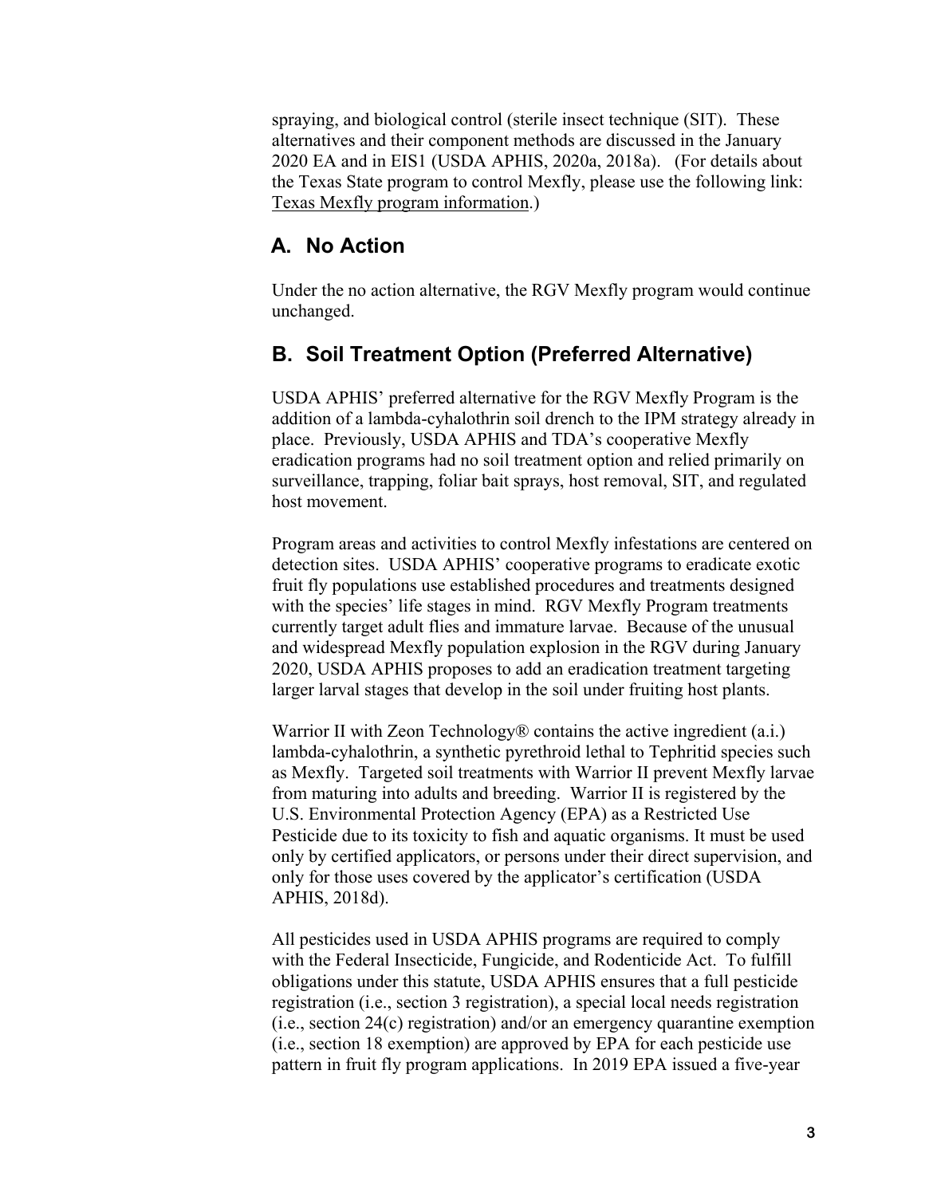spraying, and biological control (sterile insect technique (SIT). These alternatives and their component methods are discussed in the January 2020 EA and in EIS1 (USDA APHIS, 2020a, 2018a). (For details about the Texas State program to control Mexfly, please use the following link: Texas Mexfly program information.)

## A. No Action

Under the no action alternative, the RGV Mexfly program would continue unchanged.

## B. Soil Treatment Option (Preferred Alternative)

USDA APHIS' preferred alternative for the RGV Mexfly Program is the addition of a lambda-cyhalothrin soil drench to the IPM strategy already in place. Previously, USDA APHIS and TDA's cooperative Mexfly eradication programs had no soil treatment option and relied primarily on surveillance, trapping, foliar bait sprays, host removal, SIT, and regulated host movement.

Program areas and activities to control Mexfly infestations are centered on detection sites. USDA APHIS' cooperative programs to eradicate exotic fruit fly populations use established procedures and treatments designed with the species' life stages in mind. RGV Mexfly Program treatments currently target adult flies and immature larvae. Because of the unusual and widespread Mexfly population explosion in the RGV during January 2020, USDA APHIS proposes to add an eradication treatment targeting larger larval stages that develop in the soil under fruiting host plants.

Warrior II with Zeon Technology® contains the active ingredient (a.i.) lambda-cyhalothrin, a synthetic pyrethroid lethal to Tephritid species such as Mexfly. Targeted soil treatments with Warrior II prevent Mexfly larvae from maturing into adults and breeding. Warrior II is registered by the U.S. Environmental Protection Agency (EPA) as a Restricted Use Pesticide due to its toxicity to fish and aquatic organisms. It must be used only by certified applicators, or persons under their direct supervision, and only for those uses covered by the applicator's certification (USDA APHIS, 2018d).

All pesticides used in USDA APHIS programs are required to comply with the Federal Insecticide, Fungicide, and Rodenticide Act. To fulfill obligations under this statute, USDA APHIS ensures that a full pesticide registration (i.e., section 3 registration), a special local needs registration (i.e., section 24(c) registration) and/or an emergency quarantine exemption (i.e., section 18 exemption) are approved by EPA for each pesticide use pattern in fruit fly program applications. In 2019 EPA issued a five-year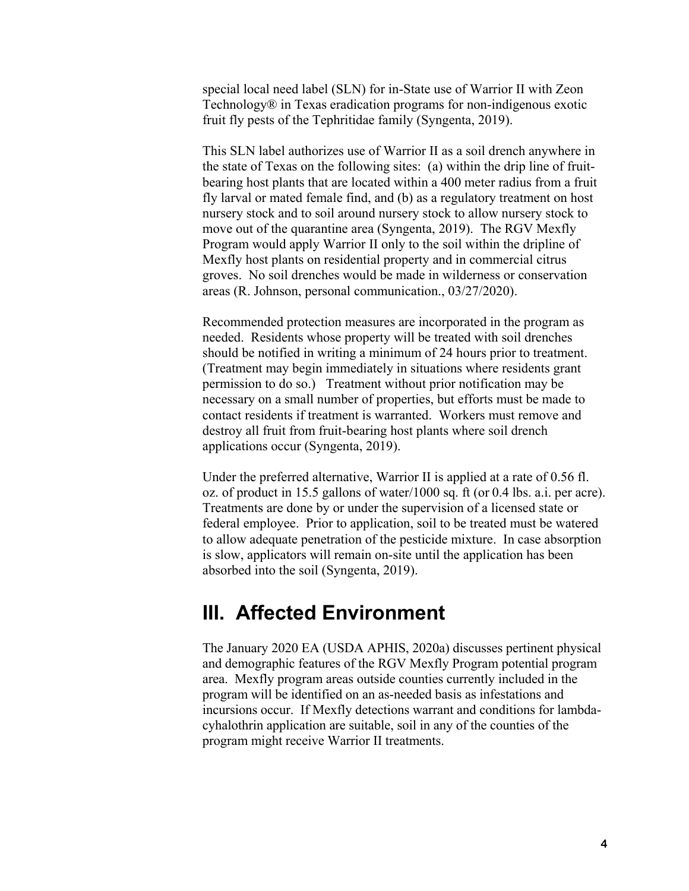special local need label (SLN) for in-State use of Warrior II with Zeon Technology® in Texas eradication programs for non-indigenous exotic fruit fly pests of the Tephritidae family (Syngenta, 2019).

This SLN label authorizes use of Warrior II as a soil drench anywhere in the state of Texas on the following sites: (a) within the drip line of fruit-bearing host plants that are located within a 400 meter radius from a fruit fly larval or mated female find, and (b) as a regulatory treatment on host nursery stock and to soil around nursery stock to allow nursery stock to move out of the quarantine area (Syngenta, 2019). The RGV Mexfly Program would apply Warrior II only to the soil within the dripline of Mexfly host plants on residential property and in commercial citrus groves. No soil drenches would be made in wilderness or conservation areas (R. Johnson, personal communication., 03/27/2020).

Recommended protection measures are incorporated in the program as needed. Residents whose property will be treated with soil drenches should be notified in writing a minimum of 24 hours prior to treatment. (Treatment may begin immediately in situations where residents grant permission to do so.) Treatment without prior notification may be necessary on a small number of properties, but efforts must be made to contact residents if treatment is warranted. Workers must remove and destroy all fruit from fruit-bearing host plants where soil drench applications occur (Syngenta, 2019).

Under the preferred alternative, Warrior II is applied at a rate of 0.56 fl. oz. of product in 15.5 gallons of water/1000 sq. ft (or 0.4 lbs. a.i. per acre). Treatments are done by or under the supervision of a licensed state or federal employee. Prior to application, soil to be treated must be watered to allow adequate penetration of the pesticide mixture. In case absorption is slow, applicators will remain on-site until the application has been absorbed into the soil (Syngenta, 2019).

# III. Affected Environment

The January 2020 EA (USDA APHIS, 2020a) discusses pertinent physical and demographic features of the RGV Mexfly Program potential program area. Mexfly program areas outside counties currently included in the program will be identified on an as-needed basis as infestations and incursions occur. If Mexfly detections warrant and conditions for lambda-cyhalothrin application are suitable, soil in any of the counties of the program might receive Warrior II treatments.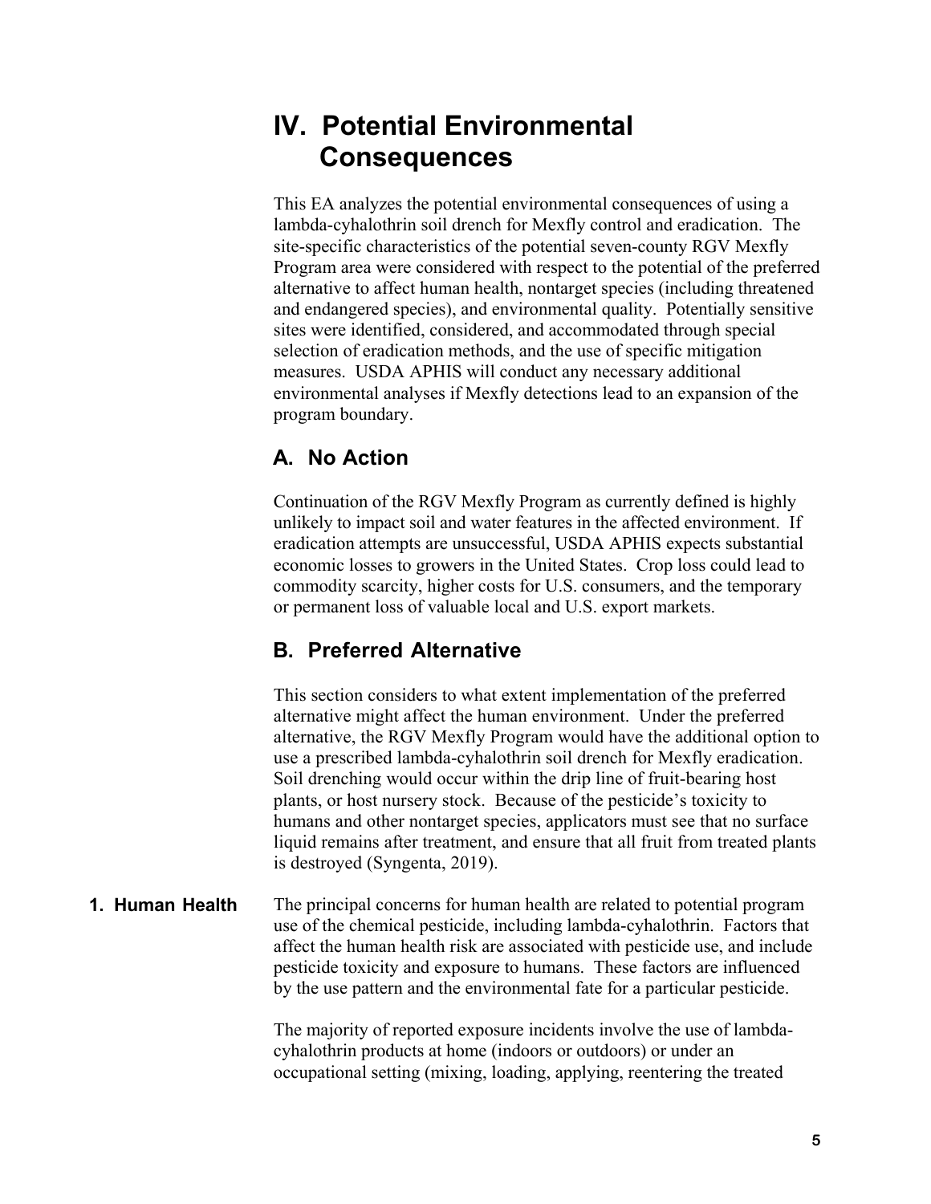# IV. Potential Environmental Consequences

This EA analyzes the potential environmental consequences of using a lambda-cyhalothrin soil drench for Mexfly control and eradication. The site-specific characteristics of the potential seven-county RGV Mexfly Program area were considered with respect to the potential of the preferred alternative to affect human health, nontarget species (including threatened and endangered species), and environmental quality. Potentially sensitive sites were identified, considered, and accommodated through special selection of eradication methods, and the use of specific mitigation measures. USDA APHIS will conduct any necessary additional environmental analyses if Mexfly detections lead to an expansion of the program boundary.

## A. No Action

Continuation of the RGV Mexfly Program as currently defined is highly unlikely to impact soil and water features in the affected environment. If eradication attempts are unsuccessful, USDA APHIS expects substantial economic losses to growers in the United States. Crop loss could lead to commodity scarcity, higher costs for U.S. consumers, and the temporary or permanent loss of valuable local and U.S. export markets.

## B. Preferred Alternative

This section considers to what extent implementation of the preferred alternative might affect the human environment. Under the preferred alternative, the RGV Mexfly Program would have the additional option to use a prescribed lambda-cyhalothrin soil drench for Mexfly eradication. Soil drenching would occur within the drip line of fruit-bearing host plants, or host nursery stock. Because of the pesticide's toxicity to humans and other nontarget species, applicators must see that no surface liquid remains after treatment, and ensure that all fruit from treated plants is destroyed (Syngenta, 2019).

### 1. Human Health

The principal concerns for human health are related to potential program use of the chemical pesticide, including lambda-cyhalothrin. Factors that affect the human health risk are associated with pesticide use, and include pesticide toxicity and exposure to humans. These factors are influenced by the use pattern and the environmental fate for a particular pesticide.

The majority of reported exposure incidents involve the use of lambda-cyhalothrin products at home (indoors or outdoors) or under an occupational setting (mixing, loading, applying, reentering the treated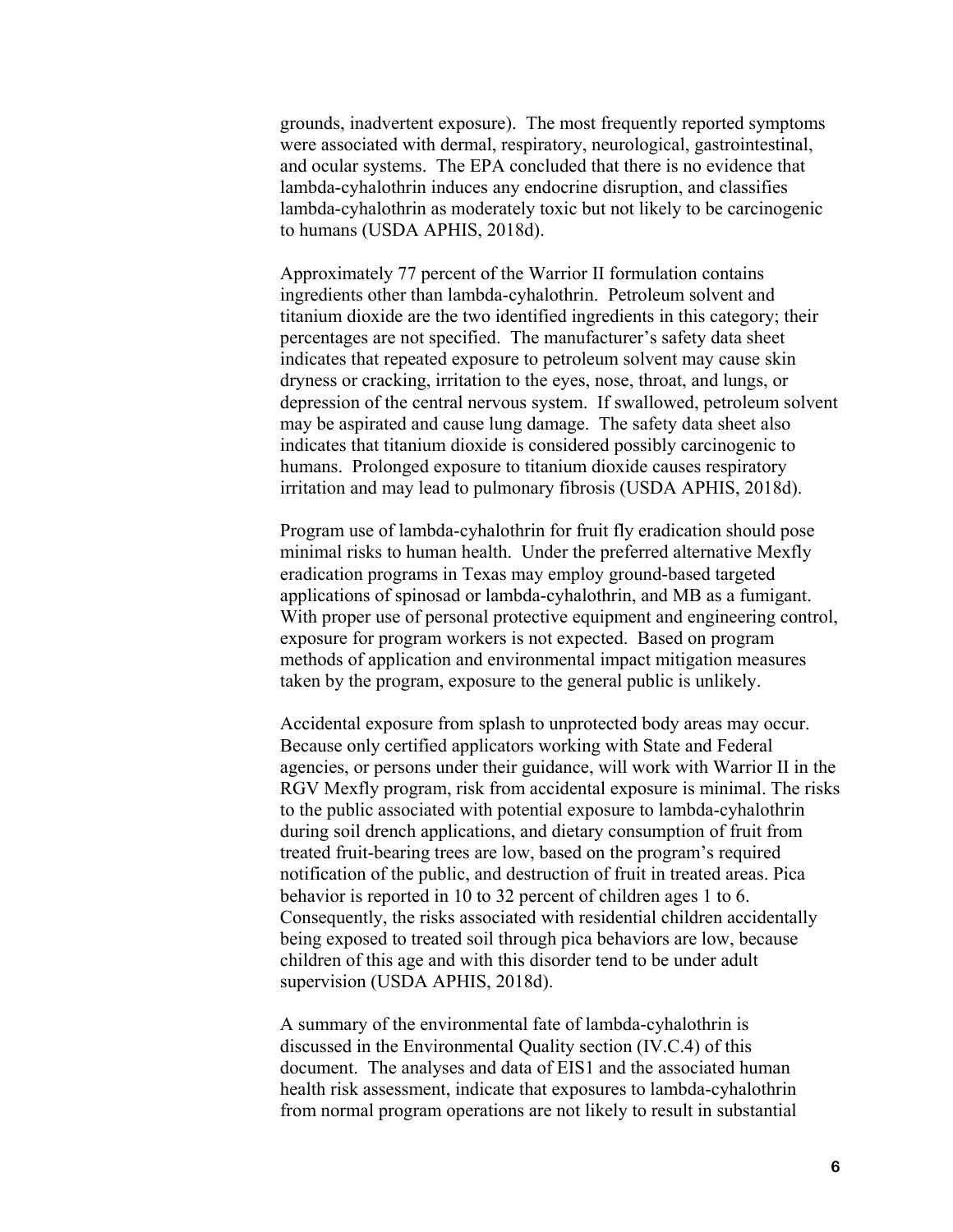grounds, inadvertent exposure). The most frequently reported symptoms were associated with dermal, respiratory, neurological, gastrointestinal, and ocular systems. The EPA concluded that there is no evidence that lambda-cyhalothrin induces any endocrine disruption, and classifies lambda-cyhalothrin as moderately toxic but not likely to be carcinogenic to humans (USDA APHIS, 2018d).

Approximately 77 percent of the Warrior II formulation contains ingredients other than lambda-cyhalothrin. Petroleum solvent and titanium dioxide are the two identified ingredients in this category; their percentages are not specified. The manufacturer's safety data sheet indicates that repeated exposure to petroleum solvent may cause skin dryness or cracking, irritation to the eyes, nose, throat, and lungs, or depression of the central nervous system. If swallowed, petroleum solvent may be aspirated and cause lung damage. The safety data sheet also indicates that titanium dioxide is considered possibly carcinogenic to humans. Prolonged exposure to titanium dioxide causes respiratory irritation and may lead to pulmonary fibrosis (USDA APHIS, 2018d).

Program use of lambda-cyhalothrin for fruit fly eradication should pose minimal risks to human health. Under the preferred alternative Mexfly eradication programs in Texas may employ ground-based targeted applications of spinosad or lambda-cyhalothrin, and MB as a fumigant. With proper use of personal protective equipment and engineering control, exposure for program workers is not expected. Based on program methods of application and environmental impact mitigation measures taken by the program, exposure to the general public is unlikely.

Accidental exposure from splash to unprotected body areas may occur. Because only certified applicators working with State and Federal agencies, or persons under their guidance, will work with Warrior II in the RGV Mexfly program, risk from accidental exposure is minimal. The risks to the public associated with potential exposure to lambda-cyhalothrin during soil drench applications, and dietary consumption of fruit from treated fruit-bearing trees are low, based on the program's required notification of the public, and destruction of fruit in treated areas. Pica behavior is reported in 10 to 32 percent of children ages 1 to 6. Consequently, the risks associated with residential children accidentally being exposed to treated soil through pica behaviors are low, because children of this age and with this disorder tend to be under adult supervision (USDA APHIS, 2018d).

A summary of the environmental fate of lambda-cyhalothrin is discussed in the Environmental Quality section (IV.C.4) of this document. The analyses and data of EIS1 and the associated human health risk assessment, indicate that exposures to lambda-cyhalothrin from normal program operations are not likely to result in substantial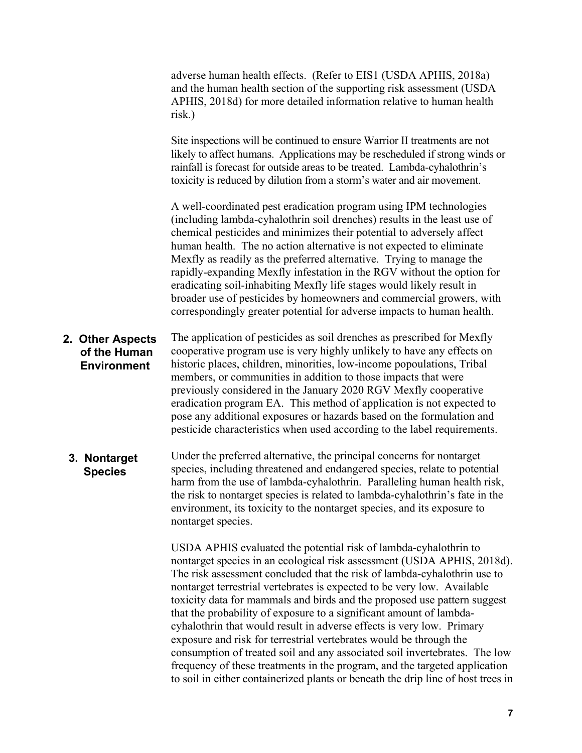adverse human health effects. (Refer to EIS1 (USDA APHIS, 2018a) and the human health section of the supporting risk assessment (USDA APHIS, 2018d) for more detailed information relative to human health risk.)

Site inspections will be continued to ensure Warrior II treatments are not likely to affect humans. Applications may be rescheduled if strong winds or rainfall is forecast for outside areas to be treated. Lambda-cyhalothrin's toxicity is reduced by dilution from a storm's water and air movement.

A well-coordinated pest eradication program using IPM technologies (including lambda-cyhalothrin soil drenches) results in the least use of chemical pesticides and minimizes their potential to adversely affect human health. The no action alternative is not expected to eliminate Mexfly as readily as the preferred alternative. Trying to manage the rapidly-expanding Mexfly infestation in the RGV without the option for eradicating soil-inhabiting Mexfly life stages would likely result in broader use of pesticides by homeowners and commercial growers, with correspondingly greater potential for adverse impacts to human health.

### 2. Other Aspects of the Human Environment

The application of pesticides as soil drenches as prescribed for Mexfly cooperative program use is very highly unlikely to have any effects on historic places, children, minorities, low-income popoulations, Tribal members, or communities in addition to those impacts that were previously considered in the January 2020 RGV Mexfly cooperative eradication program EA. This method of application is not expected to pose any additional exposures or hazards based on the formulation and pesticide characteristics when used according to the label requirements.

### 3. Nontarget Species

Under the preferred alternative, the principal concerns for nontarget species, including threatened and endangered species, relate to potential harm from the use of lambda-cyhalothrin. Paralleling human health risk, the risk to nontarget species is related to lambda-cyhalothrin's fate in the environment, its toxicity to the nontarget species, and its exposure to nontarget species.

USDA APHIS evaluated the potential risk of lambda-cyhalothrin to nontarget species in an ecological risk assessment (USDA APHIS, 2018d). The risk assessment concluded that the risk of lambda-cyhalothrin use to nontarget terrestrial vertebrates is expected to be very low. Available toxicity data for mammals and birds and the proposed use pattern suggest that the probability of exposure to a significant amount of lambda-cyhalothrin that would result in adverse effects is very low. Primary exposure and risk for terrestrial vertebrates would be through the consumption of treated soil and any associated soil invertebrates. The low frequency of these treatments in the program, and the targeted application to soil in either containerized plants or beneath the drip line of host trees in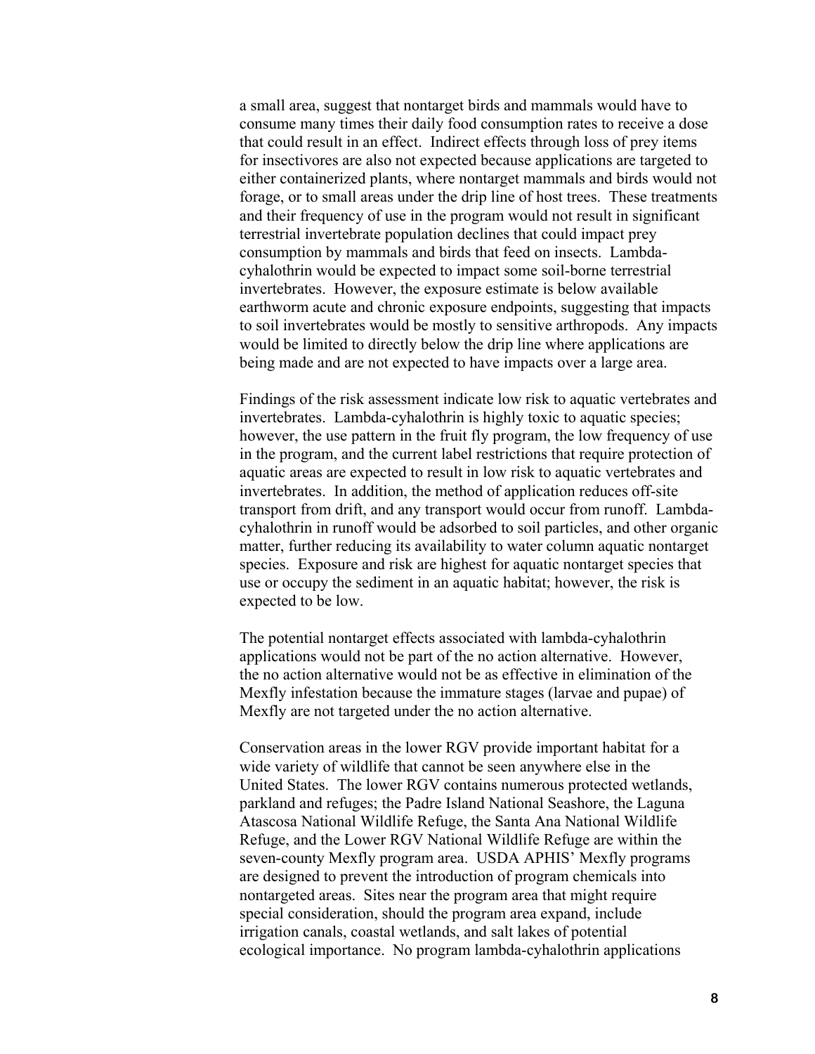a small area, suggest that nontarget birds and mammals would have to consume many times their daily food consumption rates to receive a dose that could result in an effect. Indirect effects through loss of prey items for insectivores are also not expected because applications are targeted to either containerized plants, where nontarget mammals and birds would not forage, or to small areas under the drip line of host trees. These treatments and their frequency of use in the program would not result in significant terrestrial invertebrate population declines that could impact prey consumption by mammals and birds that feed on insects. Lambda-cyhalothrin would be expected to impact some soil-borne terrestrial invertebrates. However, the exposure estimate is below available earthworm acute and chronic exposure endpoints, suggesting that impacts to soil invertebrates would be mostly to sensitive arthropods. Any impacts would be limited to directly below the drip line where applications are being made and are not expected to have impacts over a large area.

Findings of the risk assessment indicate low risk to aquatic vertebrates and invertebrates. Lambda-cyhalothrin is highly toxic to aquatic species; however, the use pattern in the fruit fly program, the low frequency of use in the program, and the current label restrictions that require protection of aquatic areas are expected to result in low risk to aquatic vertebrates and invertebrates. In addition, the method of application reduces off-site transport from drift, and any transport would occur from runoff. Lambda-cyhalothrin in runoff would be adsorbed to soil particles, and other organic matter, further reducing its availability to water column aquatic nontarget species. Exposure and risk are highest for aquatic nontarget species that use or occupy the sediment in an aquatic habitat; however, the risk is expected to be low.

The potential nontarget effects associated with lambda-cyhalothrin applications would not be part of the no action alternative. However, the no action alternative would not be as effective in elimination of the Mexfly infestation because the immature stages (larvae and pupae) of Mexfly are not targeted under the no action alternative.

Conservation areas in the lower RGV provide important habitat for a wide variety of wildlife that cannot be seen anywhere else in the United States. The lower RGV contains numerous protected wetlands, parkland and refuges; the Padre Island National Seashore, the Laguna Atascosa National Wildlife Refuge, the Santa Ana National Wildlife Refuge, and the Lower RGV National Wildlife Refuge are within the seven-county Mexfly program area. USDA APHIS' Mexfly programs are designed to prevent the introduction of program chemicals into nontargeted areas. Sites near the program area that might require special consideration, should the program area expand, include irrigation canals, coastal wetlands, and salt lakes of potential ecological importance. No program lambda-cyhalothrin applications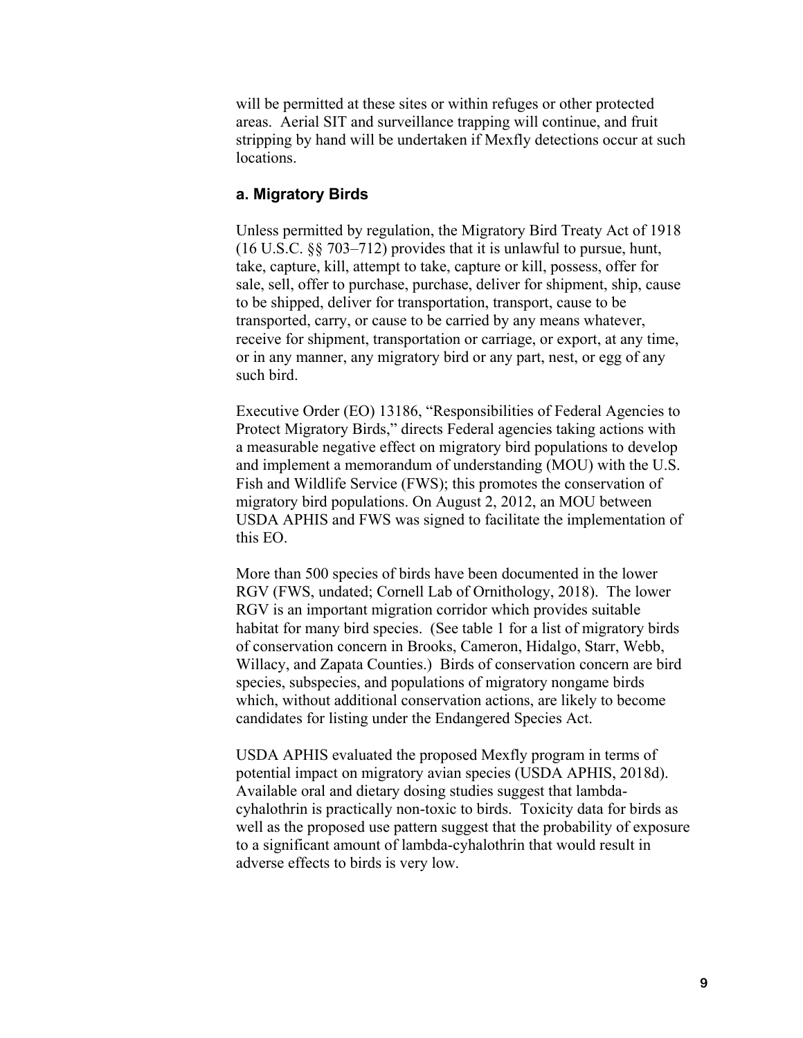will be permitted at these sites or within refuges or other protected areas. Aerial SIT and surveillance trapping will continue, and fruit stripping by hand will be undertaken if Mexfly detections occur at such locations.

### a. Migratory Birds

Unless permitted by regulation, the Migratory Bird Treaty Act of 1918 (16 U.S.C. §§ 703–712) provides that it is unlawful to pursue, hunt, take, capture, kill, attempt to take, capture or kill, possess, offer for sale, sell, offer to purchase, purchase, deliver for shipment, ship, cause to be shipped, deliver for transportation, transport, cause to be transported, carry, or cause to be carried by any means whatever, receive for shipment, transportation or carriage, or export, at any time, or in any manner, any migratory bird or any part, nest, or egg of any such bird.

Executive Order (EO) 13186, "Responsibilities of Federal Agencies to Protect Migratory Birds," directs Federal agencies taking actions with a measurable negative effect on migratory bird populations to develop and implement a memorandum of understanding (MOU) with the U.S. Fish and Wildlife Service (FWS); this promotes the conservation of migratory bird populations. On August 2, 2012, an MOU between USDA APHIS and FWS was signed to facilitate the implementation of this EO.

More than 500 species of birds have been documented in the lower RGV (FWS, undated; Cornell Lab of Ornithology, 2018). The lower RGV is an important migration corridor which provides suitable habitat for many bird species. (See table 1 for a list of migratory birds of conservation concern in Brooks, Cameron, Hidalgo, Starr, Webb, Willacy, and Zapata Counties.) Birds of conservation concern are bird species, subspecies, and populations of migratory nongame birds which, without additional conservation actions, are likely to become candidates for listing under the Endangered Species Act.

USDA APHIS evaluated the proposed Mexfly program in terms of potential impact on migratory avian species (USDA APHIS, 2018d). Available oral and dietary dosing studies suggest that lambda-cyhalothrin is practically non-toxic to birds. Toxicity data for birds as well as the proposed use pattern suggest that the probability of exposure to a significant amount of lambda-cyhalothrin that would result in adverse effects to birds is very low.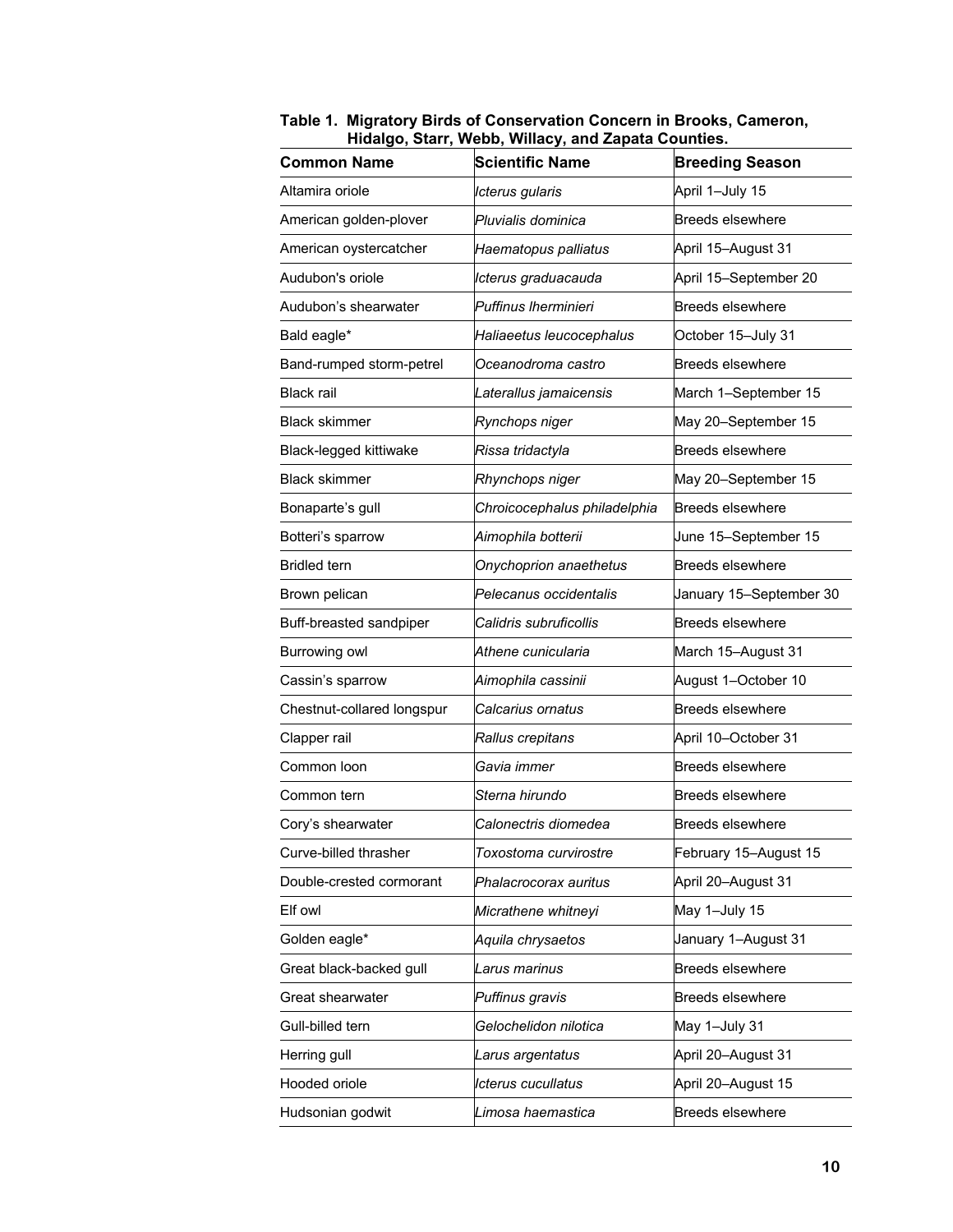**Table 1. Migratory Birds of Conservation Concern in Brooks, Cameron, Hidalgo, Starr, Webb, Willacy, and Zapata Counties.**

| Common Name | Scientific Name | Breeding Season |
|---|---|---|
| Altamira oriole | *Icterus gularis* | April 1–July 15 |
| American golden-plover | *Pluvialis dominica* | Breeds elsewhere |
| American oystercatcher | *Haematopus palliatus* | April 15–August 31 |
| Audubon's oriole | *Icterus graduacauda* | April 15–September 20 |
| Audubon's shearwater | *Puffinus lherminieri* | Breeds elsewhere |
| Bald eagle* | *Haliaeetus leucocephalus* | October 15–July 31 |
| Band-rumped storm-petrel | *Oceanodroma castro* | Breeds elsewhere |
| Black rail | *Laterallus jamaicensis* | March 1–September 15 |
| Black skimmer | *Rynchops niger* | May 20–September 15 |
| Black-legged kittiwake | *Rissa tridactyla* | Breeds elsewhere |
| Black skimmer | *Rhynchops niger* | May 20–September 15 |
| Bonaparte's gull | *Chroicocephalus philadelphia* | Breeds elsewhere |
| Botteri's sparrow | *Aimophila botterii* | June 15–September 15 |
| Bridled tern | *Onychoprion anaethetus* | Breeds elsewhere |
| Brown pelican | *Pelecanus occidentalis* | January 15–September 30 |
| Buff-breasted sandpiper | *Calidris subruficollis* | Breeds elsewhere |
| Burrowing owl | *Athene cunicularia* | March 15–August 31 |
| Cassin's sparrow | *Aimophila cassinii* | August 1–October 10 |
| Chestnut-collared longspur | *Calcarius ornatus* | Breeds elsewhere |
| Clapper rail | *Rallus crepitans* | April 10–October 31 |
| Common loon | *Gavia immer* | Breeds elsewhere |
| Common tern | *Sterna hirundo* | Breeds elsewhere |
| Cory's shearwater | *Calonectris diomedea* | Breeds elsewhere |
| Curve-billed thrasher | *Toxostoma curvirostre* | February 15–August 15 |
| Double-crested cormorant | *Phalacrocorax auritus* | April 20–August 31 |
| Elf owl | *Micrathene whitneyi* | May 1–July 15 |
| Golden eagle* | *Aquila chrysaetos* | January 1–August 31 |
| Great black-backed gull | *Larus marinus* | Breeds elsewhere |
| Great shearwater | *Puffinus gravis* | Breeds elsewhere |
| Gull-billed tern | *Gelochelidon nilotica* | May 1–July 31 |
| Herring gull | *Larus argentatus* | April 20–August 31 |
| Hooded oriole | *Icterus cucullatus* | April 20–August 15 |
| Hudsonian godwit | *Limosa haemastica* | Breeds elsewhere |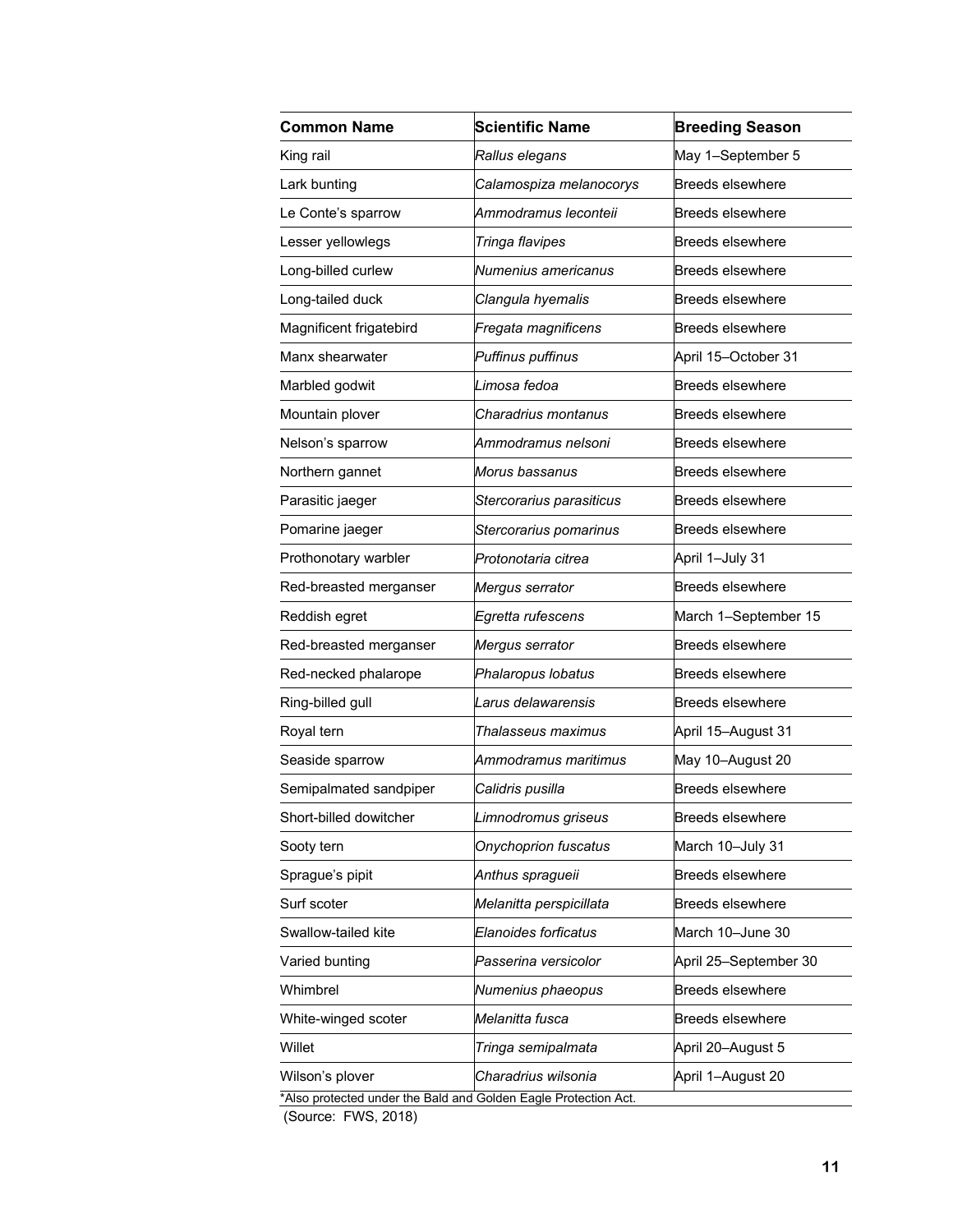| Common Name | Scientific Name | Breeding Season |
| --- | --- | --- |
| King rail | *Rallus elegans* | May 1–September 5 |
| Lark bunting | *Calamospiza melanocorys* | Breeds elsewhere |
| Le Conte's sparrow | *Ammodramus leconteii* | Breeds elsewhere |
| Lesser yellowlegs | *Tringa flavipes* | Breeds elsewhere |
| Long-billed curlew | *Numenius americanus* | Breeds elsewhere |
| Long-tailed duck | *Clangula hyemalis* | Breeds elsewhere |
| Magnificent frigatebird | *Fregata magnificens* | Breeds elsewhere |
| Manx shearwater | *Puffinus puffinus* | April 15–October 31 |
| Marbled godwit | *Limosa fedoa* | Breeds elsewhere |
| Mountain plover | *Charadrius montanus* | Breeds elsewhere |
| Nelson's sparrow | *Ammodramus nelsoni* | Breeds elsewhere |
| Northern gannet | *Morus bassanus* | Breeds elsewhere |
| Parasitic jaeger | *Stercorarius parasiticus* | Breeds elsewhere |
| Pomarine jaeger | *Stercorarius pomarinus* | Breeds elsewhere |
| Prothonotary warbler | *Protonotaria citrea* | April 1–July 31 |
| Red-breasted merganser | *Mergus serrator* | Breeds elsewhere |
| Reddish egret | *Egretta rufescens* | March 1–September 15 |
| Red-breasted merganser | *Mergus serrator* | Breeds elsewhere |
| Red-necked phalarope | *Phalaropus lobatus* | Breeds elsewhere |
| Ring-billed gull | *Larus delawarensis* | Breeds elsewhere |
| Royal tern | *Thalasseus maximus* | April 15–August 31 |
| Seaside sparrow | *Ammodramus maritimus* | May 10–August 20 |
| Semipalmated sandpiper | *Calidris pusilla* | Breeds elsewhere |
| Short-billed dowitcher | *Limnodromus griseus* | Breeds elsewhere |
| Sooty tern | *Onychoprion fuscatus* | March 10–July 31 |
| Sprague's pipit | *Anthus spragueii* | Breeds elsewhere |
| Surf scoter | *Melanitta perspicillata* | Breeds elsewhere |
| Swallow-tailed kite | *Elanoides forficatus* | March 10–June 30 |
| Varied bunting | *Passerina versicolor* | April 25–September 30 |
| Whimbrel | *Numenius phaeopus* | Breeds elsewhere |
| White-winged scoter | *Melanitta fusca* | Breeds elsewhere |
| Willet | *Tringa semipalmata* | April 20–August 5 |
| Wilson's plover | *Charadrius wilsonia* | April 1–August 20 |

*Also protected under the Bald and Golden Eagle Protection Act.

(Source: FWS, 2018)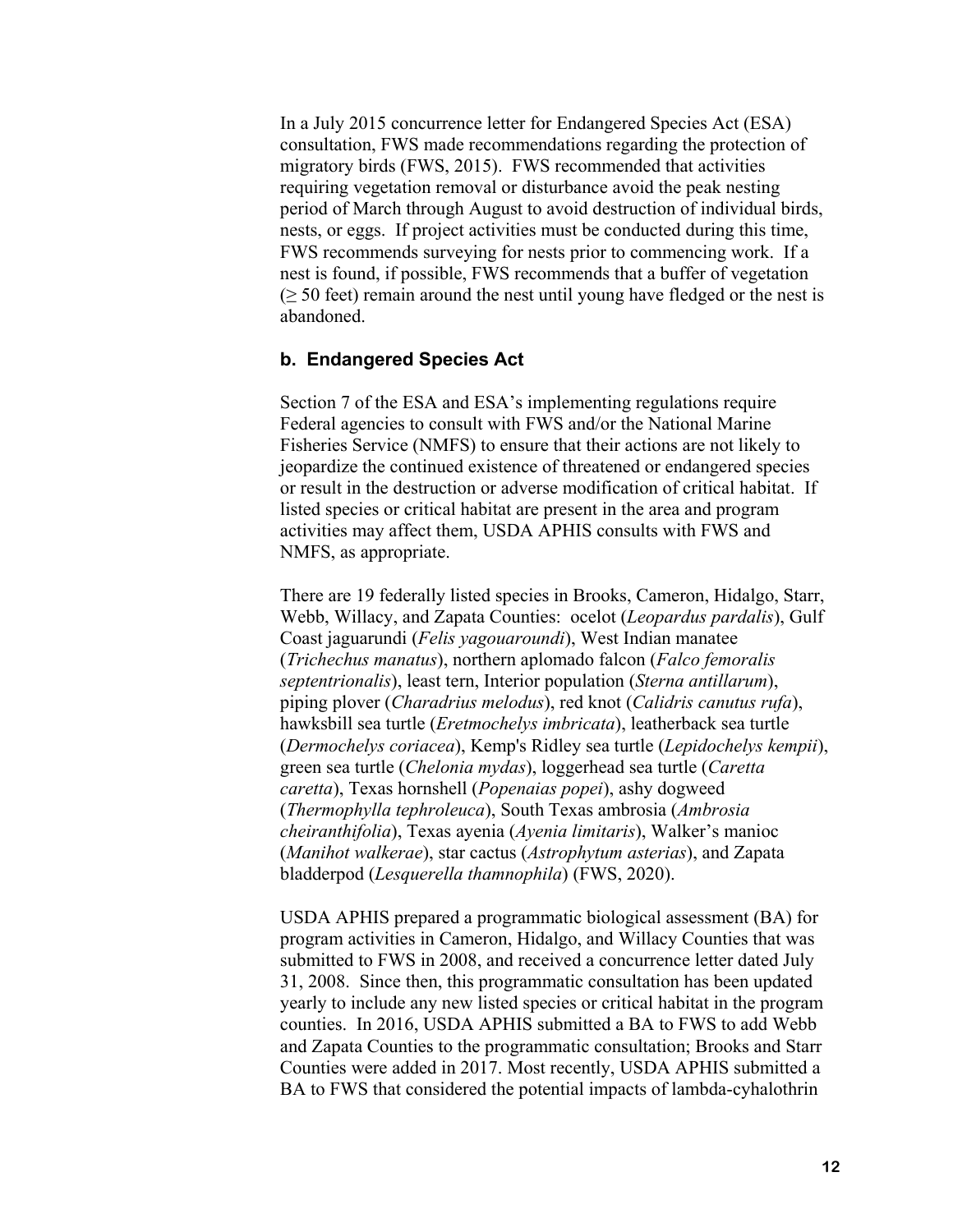In a July 2015 concurrence letter for Endangered Species Act (ESA) consultation, FWS made recommendations regarding the protection of migratory birds (FWS, 2015). FWS recommended that activities requiring vegetation removal or disturbance avoid the peak nesting period of March through August to avoid destruction of individual birds, nests, or eggs. If project activities must be conducted during this time, FWS recommends surveying for nests prior to commencing work. If a nest is found, if possible, FWS recommends that a buffer of vegetation ($\geq$ 50 feet) remain around the nest until young have fledged or the nest is abandoned.

### b. Endangered Species Act

Section 7 of the ESA and ESA's implementing regulations require Federal agencies to consult with FWS and/or the National Marine Fisheries Service (NMFS) to ensure that their actions are not likely to jeopardize the continued existence of threatened or endangered species or result in the destruction or adverse modification of critical habitat. If listed species or critical habitat are present in the area and program activities may affect them, USDA APHIS consults with FWS and NMFS, as appropriate.

There are 19 federally listed species in Brooks, Cameron, Hidalgo, Starr, Webb, Willacy, and Zapata Counties: ocelot (*Leopardus pardalis*), Gulf Coast jaguarundi (*Felis yagouaroundi*), West Indian manatee (*Trichechus manatus*), northern aplomado falcon (*Falco femoralis septentrionalis*), least tern, Interior population (*Sterna antillarum*), piping plover (*Charadrius melodus*), red knot (*Calidris canutus rufa*), hawksbill sea turtle (*Eretmochelys imbricata*), leatherback sea turtle (*Dermochelys coriacea*), Kemp's Ridley sea turtle (*Lepidochelys kempii*), green sea turtle (*Chelonia mydas*), loggerhead sea turtle (*Caretta caretta*), Texas hornshell (*Popenaias popei*), ashy dogweed (*Thermophylla tephroleuca*), South Texas ambrosia (*Ambrosia cheiranthifolia*), Texas ayenia (*Ayenia limitaris*), Walker's manioc (*Manihot walkerae*), star cactus (*Astrophytum asterias*), and Zapata bladderpod (*Lesquerella thamnophila*) (FWS, 2020).

USDA APHIS prepared a programmatic biological assessment (BA) for program activities in Cameron, Hidalgo, and Willacy Counties that was submitted to FWS in 2008, and received a concurrence letter dated July 31, 2008. Since then, this programmatic consultation has been updated yearly to include any new listed species or critical habitat in the program counties. In 2016, USDA APHIS submitted a BA to FWS to add Webb and Zapata Counties to the programmatic consultation; Brooks and Starr Counties were added in 2017. Most recently, USDA APHIS submitted a BA to FWS that considered the potential impacts of lambda-cyhalothrin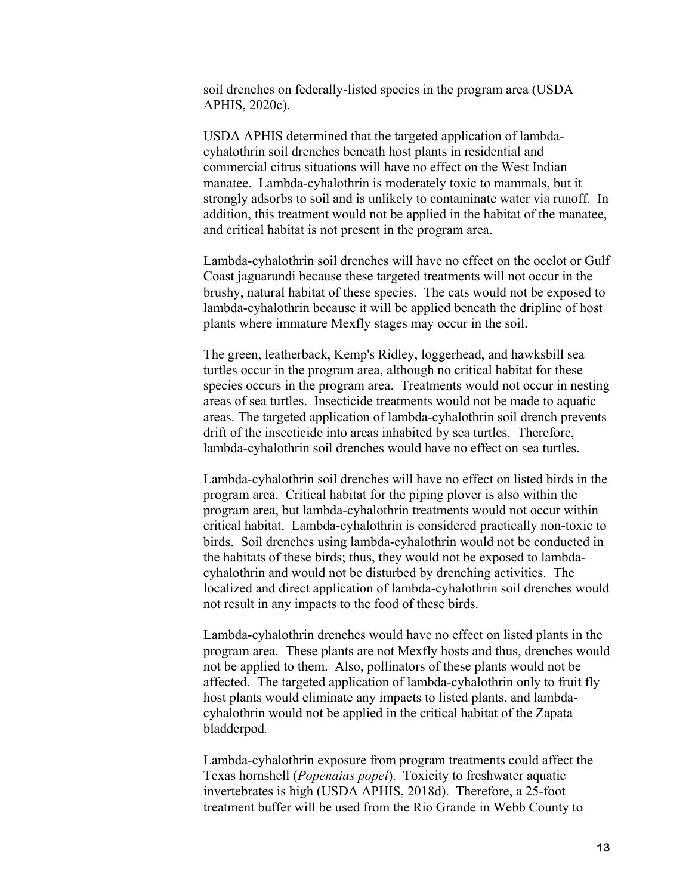soil drenches on federally-listed species in the program area (USDA APHIS, 2020c).

USDA APHIS determined that the targeted application of lambda-cyhalothrin soil drenches beneath host plants in residential and commercial citrus situations will have no effect on the West Indian manatee. Lambda-cyhalothrin is moderately toxic to mammals, but it strongly adsorbs to soil and is unlikely to contaminate water via runoff. In addition, this treatment would not be applied in the habitat of the manatee, and critical habitat is not present in the program area.

Lambda-cyhalothrin soil drenches will have no effect on the ocelot or Gulf Coast jaguarundi because these targeted treatments will not occur in the brushy, natural habitat of these species. The cats would not be exposed to lambda-cyhalothrin because it will be applied beneath the dripline of host plants where immature Mexfly stages may occur in the soil.

The green, leatherback, Kemp's Ridley, loggerhead, and hawksbill sea turtles occur in the program area, although no critical habitat for these species occurs in the program area. Treatments would not occur in nesting areas of sea turtles. Insecticide treatments would not be made to aquatic areas. The targeted application of lambda-cyhalothrin soil drench prevents drift of the insecticide into areas inhabited by sea turtles. Therefore, lambda-cyhalothrin soil drenches would have no effect on sea turtles.

Lambda-cyhalothrin soil drenches will have no effect on listed birds in the program area. Critical habitat for the piping plover is also within the program area, but lambda-cyhalothrin treatments would not occur within critical habitat. Lambda-cyhalothrin is considered practically non-toxic to birds. Soil drenches using lambda-cyhalothrin would not be conducted in the habitats of these birds; thus, they would not be exposed to lambda-cyhalothrin and would not be disturbed by drenching activities. The localized and direct application of lambda-cyhalothrin soil drenches would not result in any impacts to the food of these birds.

Lambda-cyhalothrin drenches would have no effect on listed plants in the program area. These plants are not Mexfly hosts and thus, drenches would not be applied to them. Also, pollinators of these plants would not be affected. The targeted application of lambda-cyhalothrin only to fruit fly host plants would eliminate any impacts to listed plants, and lambda-cyhalothrin would not be applied in the critical habitat of the Zapata bladderpod.

Lambda-cyhalothrin exposure from program treatments could affect the Texas hornshell (*Popenaias popei*). Toxicity to freshwater aquatic invertebrates is high (USDA APHIS, 2018d). Therefore, a 25-foot treatment buffer will be used from the Rio Grande in Webb County to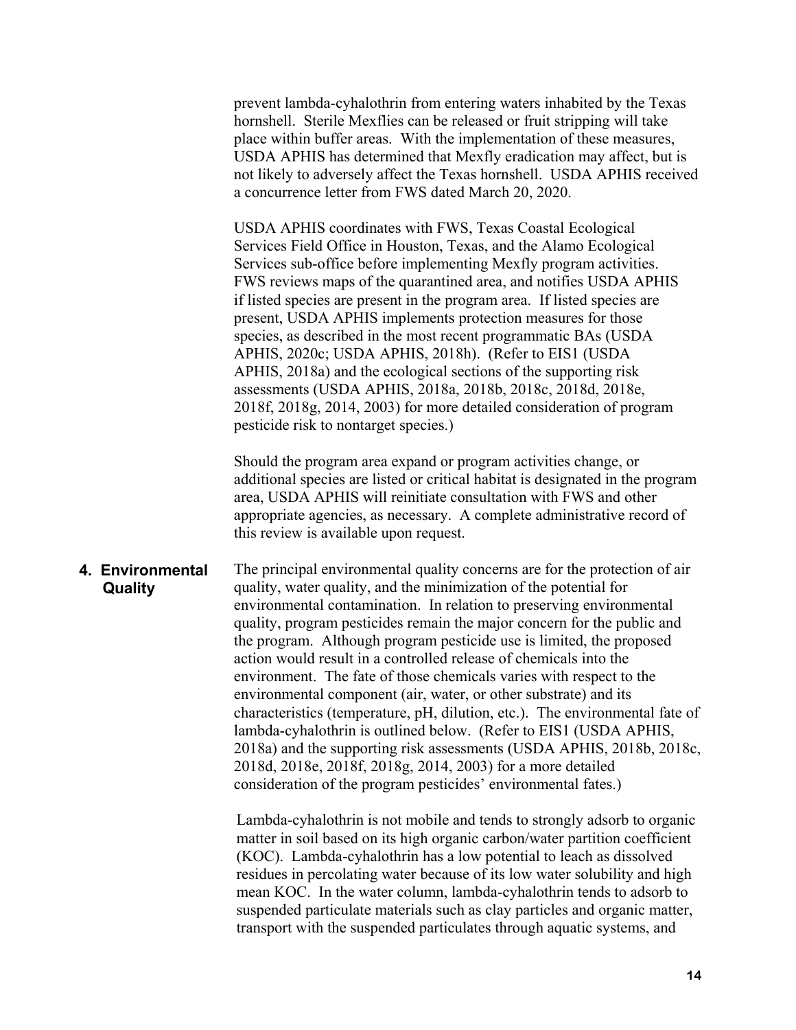prevent lambda-cyhalothrin from entering waters inhabited by the Texas hornshell. Sterile Mexflies can be released or fruit stripping will take place within buffer areas. With the implementation of these measures, USDA APHIS has determined that Mexfly eradication may affect, but is not likely to adversely affect the Texas hornshell. USDA APHIS received a concurrence letter from FWS dated March 20, 2020.

USDA APHIS coordinates with FWS, Texas Coastal Ecological Services Field Office in Houston, Texas, and the Alamo Ecological Services sub-office before implementing Mexfly program activities. FWS reviews maps of the quarantined area, and notifies USDA APHIS if listed species are present in the program area. If listed species are present, USDA APHIS implements protection measures for those species, as described in the most recent programmatic BAs (USDA APHIS, 2020c; USDA APHIS, 2018h). (Refer to EIS1 (USDA APHIS, 2018a) and the ecological sections of the supporting risk assessments (USDA APHIS, 2018a, 2018b, 2018c, 2018d, 2018e, 2018f, 2018g, 2014, 2003) for more detailed consideration of program pesticide risk to nontarget species.)

Should the program area expand or program activities change, or additional species are listed or critical habitat is designated in the program area, USDA APHIS will reinitiate consultation with FWS and other appropriate agencies, as necessary. A complete administrative record of this review is available upon request.

## 4. Environmental Quality

The principal environmental quality concerns are for the protection of air quality, water quality, and the minimization of the potential for environmental contamination. In relation to preserving environmental quality, program pesticides remain the major concern for the public and the program. Although program pesticide use is limited, the proposed action would result in a controlled release of chemicals into the environment. The fate of those chemicals varies with respect to the environmental component (air, water, or other substrate) and its characteristics (temperature, pH, dilution, etc.). The environmental fate of lambda-cyhalothrin is outlined below. (Refer to EIS1 (USDA APHIS, 2018a) and the supporting risk assessments (USDA APHIS, 2018b, 2018c, 2018d, 2018e, 2018f, 2018g, 2014, 2003) for a more detailed consideration of the program pesticides' environmental fates.)

Lambda-cyhalothrin is not mobile and tends to strongly adsorb to organic matter in soil based on its high organic carbon/water partition coefficient (KOC). Lambda-cyhalothrin has a low potential to leach as dissolved residues in percolating water because of its low water solubility and high mean KOC. In the water column, lambda-cyhalothrin tends to adsorb to suspended particulate materials such as clay particles and organic matter, transport with the suspended particulates through aquatic systems, and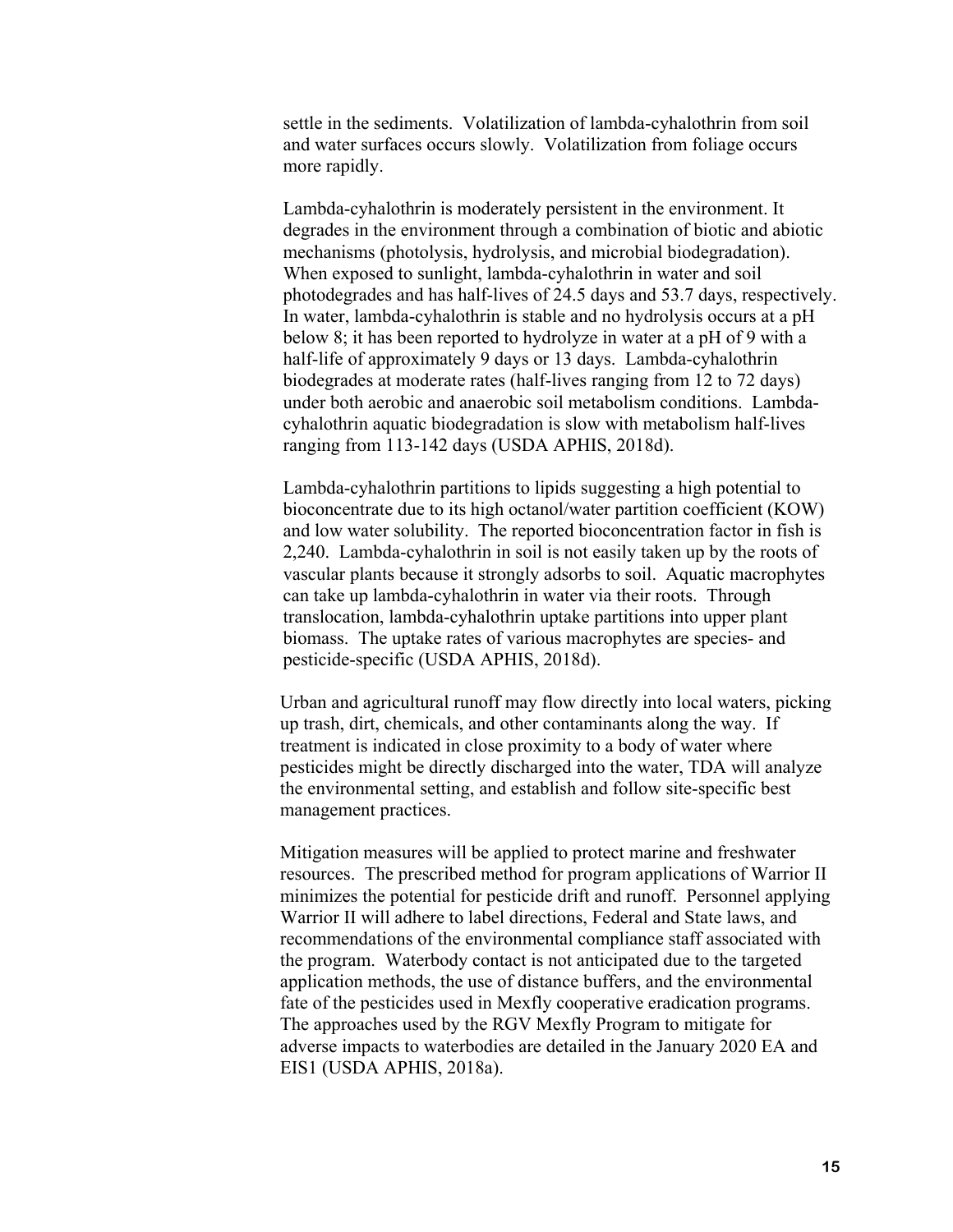settle in the sediments. Volatilization of lambda-cyhalothrin from soil and water surfaces occurs slowly. Volatilization from foliage occurs more rapidly.

Lambda-cyhalothrin is moderately persistent in the environment. It degrades in the environment through a combination of biotic and abiotic mechanisms (photolysis, hydrolysis, and microbial biodegradation). When exposed to sunlight, lambda-cyhalothrin in water and soil photodegrades and has half-lives of 24.5 days and 53.7 days, respectively. In water, lambda-cyhalothrin is stable and no hydrolysis occurs at a pH below 8; it has been reported to hydrolyze in water at a pH of 9 with a half-life of approximately 9 days or 13 days. Lambda-cyhalothrin biodegrades at moderate rates (half-lives ranging from 12 to 72 days) under both aerobic and anaerobic soil metabolism conditions. Lambda-cyhalothrin aquatic biodegradation is slow with metabolism half-lives ranging from 113-142 days (USDA APHIS, 2018d).

Lambda-cyhalothrin partitions to lipids suggesting a high potential to bioconcentrate due to its high octanol/water partition coefficient (KOW) and low water solubility. The reported bioconcentration factor in fish is 2,240. Lambda-cyhalothrin in soil is not easily taken up by the roots of vascular plants because it strongly adsorbs to soil. Aquatic macrophytes can take up lambda-cyhalothrin in water via their roots. Through translocation, lambda-cyhalothrin uptake partitions into upper plant biomass. The uptake rates of various macrophytes are species- and pesticide-specific (USDA APHIS, 2018d).

Urban and agricultural runoff may flow directly into local waters, picking up trash, dirt, chemicals, and other contaminants along the way. If treatment is indicated in close proximity to a body of water where pesticides might be directly discharged into the water, TDA will analyze the environmental setting, and establish and follow site-specific best management practices.

Mitigation measures will be applied to protect marine and freshwater resources. The prescribed method for program applications of Warrior II minimizes the potential for pesticide drift and runoff. Personnel applying Warrior II will adhere to label directions, Federal and State laws, and recommendations of the environmental compliance staff associated with the program. Waterbody contact is not anticipated due to the targeted application methods, the use of distance buffers, and the environmental fate of the pesticides used in Mexfly cooperative eradication programs. The approaches used by the RGV Mexfly Program to mitigate for adverse impacts to waterbodies are detailed in the January 2020 EA and EIS1 (USDA APHIS, 2018a).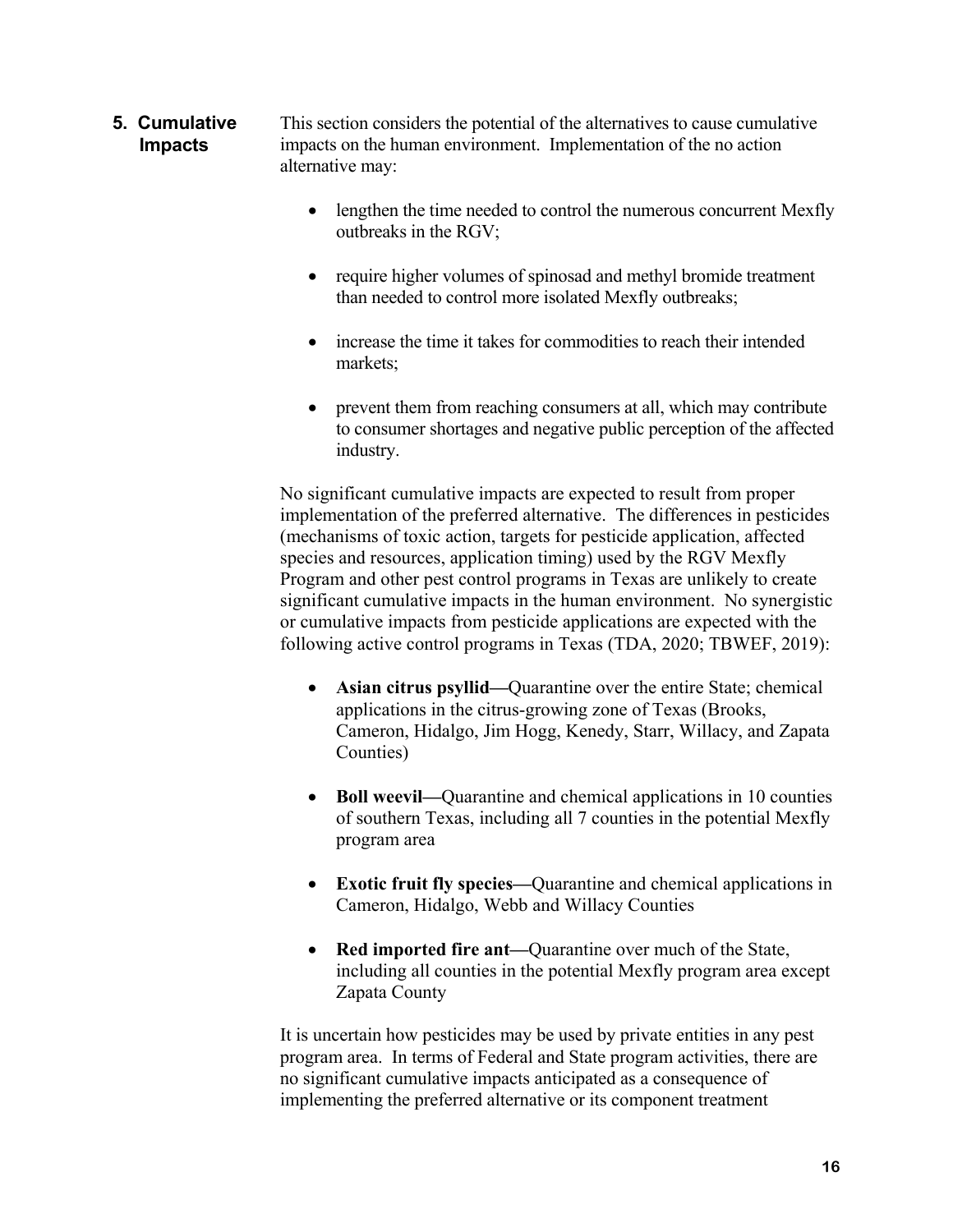## 5. Cumulative Impacts

This section considers the potential of the alternatives to cause cumulative impacts on the human environment. Implementation of the no action alternative may:

- lengthen the time needed to control the numerous concurrent Mexfly outbreaks in the RGV;
- require higher volumes of spinosad and methyl bromide treatment than needed to control more isolated Mexfly outbreaks;
- increase the time it takes for commodities to reach their intended markets;
- prevent them from reaching consumers at all, which may contribute to consumer shortages and negative public perception of the affected industry.

No significant cumulative impacts are expected to result from proper implementation of the preferred alternative. The differences in pesticides (mechanisms of toxic action, targets for pesticide application, affected species and resources, application timing) used by the RGV Mexfly Program and other pest control programs in Texas are unlikely to create significant cumulative impacts in the human environment. No synergistic or cumulative impacts from pesticide applications are expected with the following active control programs in Texas (TDA, 2020; TBWEF, 2019):

- **Asian citrus psyllid—**Quarantine over the entire State; chemical applications in the citrus-growing zone of Texas (Brooks, Cameron, Hidalgo, Jim Hogg, Kenedy, Starr, Willacy, and Zapata Counties)
- **Boll weevil—**Quarantine and chemical applications in 10 counties of southern Texas, including all 7 counties in the potential Mexfly program area
- **Exotic fruit fly species—**Quarantine and chemical applications in Cameron, Hidalgo, Webb and Willacy Counties
- **Red imported fire ant—**Quarantine over much of the State, including all counties in the potential Mexfly program area except Zapata County

It is uncertain how pesticides may be used by private entities in any pest program area. In terms of Federal and State program activities, there are no significant cumulative impacts anticipated as a consequence of implementing the preferred alternative or its component treatment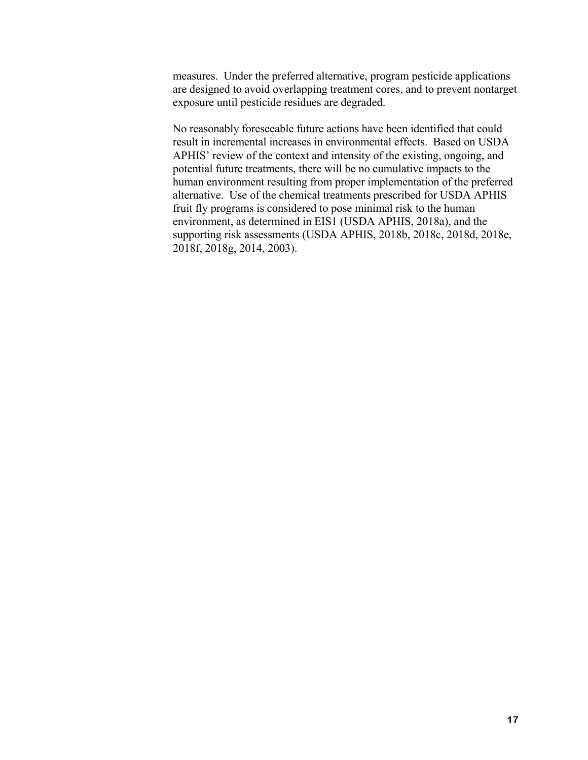measures. Under the preferred alternative, program pesticide applications are designed to avoid overlapping treatment cores, and to prevent nontarget exposure until pesticide residues are degraded.

No reasonably foreseeable future actions have been identified that could result in incremental increases in environmental effects. Based on USDA APHIS' review of the context and intensity of the existing, ongoing, and potential future treatments, there will be no cumulative impacts to the human environment resulting from proper implementation of the preferred alternative. Use of the chemical treatments prescribed for USDA APHIS fruit fly programs is considered to pose minimal risk to the human environment, as determined in EIS1 (USDA APHIS, 2018a), and the supporting risk assessments (USDA APHIS, 2018b, 2018c, 2018d, 2018e, 2018f, 2018g, 2014, 2003).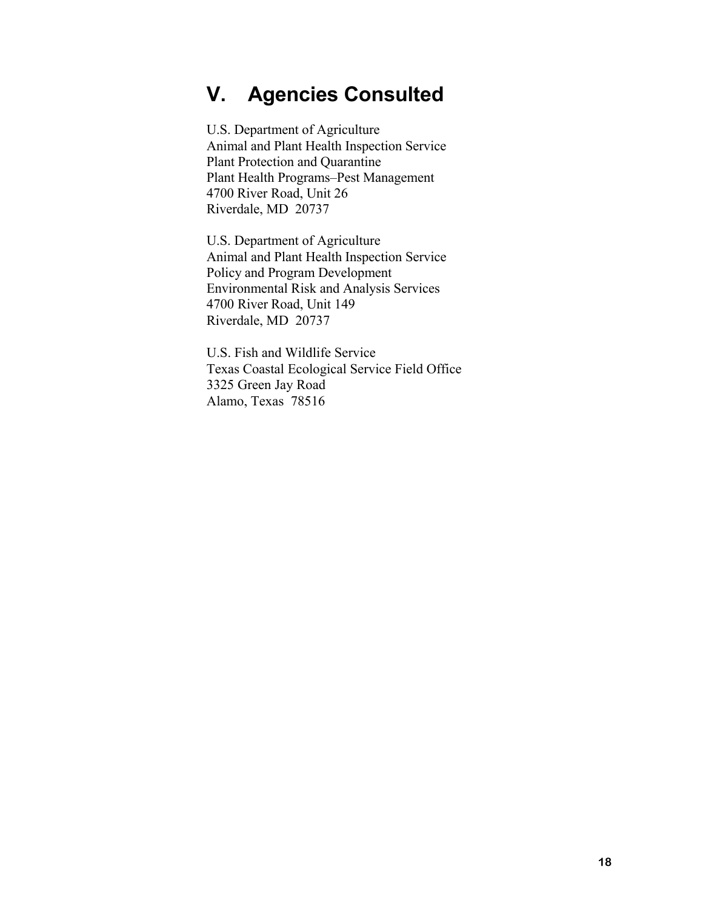# V. Agencies Consulted

U.S. Department of Agriculture
Animal and Plant Health Inspection Service
Plant Protection and Quarantine
Plant Health Programs–Pest Management
4700 River Road, Unit 26
Riverdale, MD 20737

U.S. Department of Agriculture
Animal and Plant Health Inspection Service
Policy and Program Development
Environmental Risk and Analysis Services
4700 River Road, Unit 149
Riverdale, MD 20737

U.S. Fish and Wildlife Service
Texas Coastal Ecological Service Field Office
3325 Green Jay Road
Alamo, Texas 78516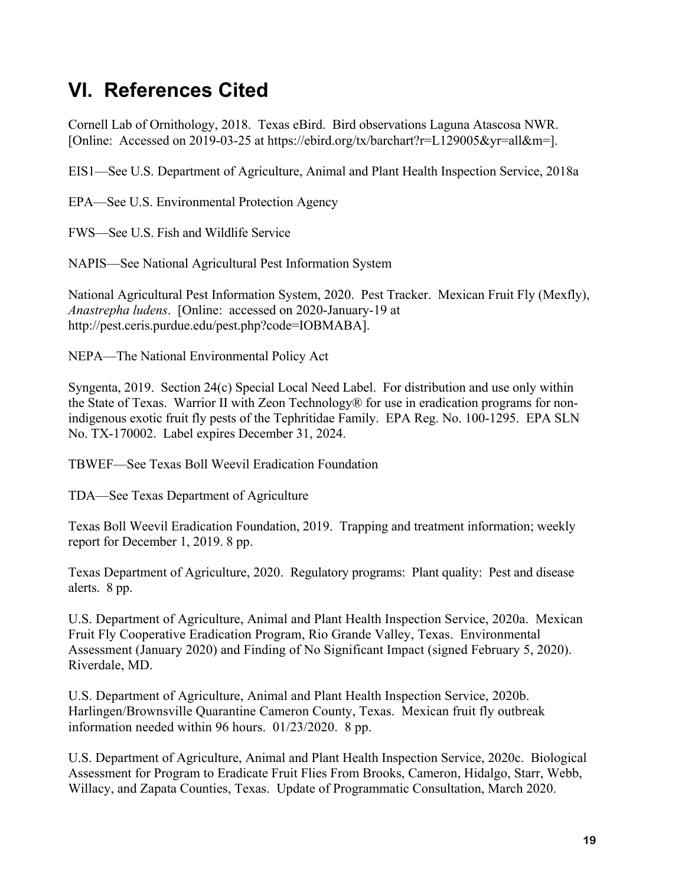# VI. References Cited

Cornell Lab of Ornithology, 2018. Texas eBird. Bird observations Laguna Atascosa NWR. [Online: Accessed on 2019-03-25 at https://ebird.org/tx/barchart?r=L129005&yr=all&m=].

EIS1—See U.S. Department of Agriculture, Animal and Plant Health Inspection Service, 2018a

EPA—See U.S. Environmental Protection Agency

FWS—See U.S. Fish and Wildlife Service

NAPIS—See National Agricultural Pest Information System

National Agricultural Pest Information System, 2020. Pest Tracker. Mexican Fruit Fly (Mexfly), *Anastrepha ludens*. [Online: accessed on 2020-January-19 at http://pest.ceris.purdue.edu/pest.php?code=IOBMABA].

NEPA—The National Environmental Policy Act

Syngenta, 2019. Section 24(c) Special Local Need Label. For distribution and use only within the State of Texas. Warrior II with Zeon Technology® for use in eradication programs for non-indigenous exotic fruit fly pests of the Tephritidae Family. EPA Reg. No. 100-1295. EPA SLN No. TX-170002. Label expires December 31, 2024.

TBWEF—See Texas Boll Weevil Eradication Foundation

TDA—See Texas Department of Agriculture

Texas Boll Weevil Eradication Foundation, 2019. Trapping and treatment information; weekly report for December 1, 2019. 8 pp.

Texas Department of Agriculture, 2020. Regulatory programs: Plant quality: Pest and disease alerts. 8 pp.

U.S. Department of Agriculture, Animal and Plant Health Inspection Service, 2020a. Mexican Fruit Fly Cooperative Eradication Program, Rio Grande Valley, Texas. Environmental Assessment (January 2020) and Finding of No Significant Impact (signed February 5, 2020). Riverdale, MD.

U.S. Department of Agriculture, Animal and Plant Health Inspection Service, 2020b. Harlingen/Brownsville Quarantine Cameron County, Texas. Mexican fruit fly outbreak information needed within 96 hours. 01/23/2020. 8 pp.

U.S. Department of Agriculture, Animal and Plant Health Inspection Service, 2020c. Biological Assessment for Program to Eradicate Fruit Flies From Brooks, Cameron, Hidalgo, Starr, Webb, Willacy, and Zapata Counties, Texas. Update of Programmatic Consultation, March 2020.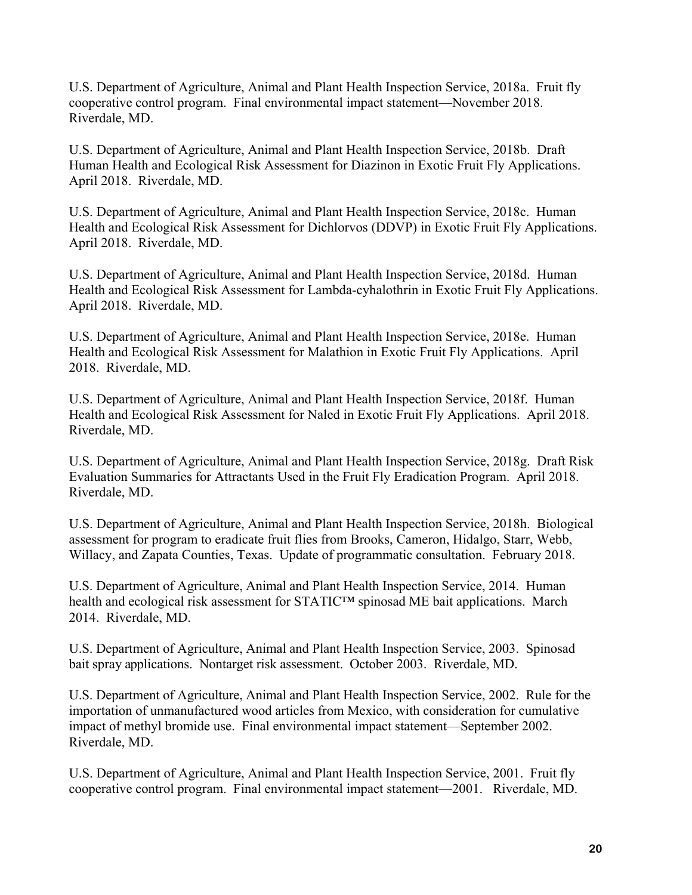U.S. Department of Agriculture, Animal and Plant Health Inspection Service, 2018a. Fruit fly cooperative control program. Final environmental impact statement—November 2018. Riverdale, MD.

U.S. Department of Agriculture, Animal and Plant Health Inspection Service, 2018b. Draft Human Health and Ecological Risk Assessment for Diazinon in Exotic Fruit Fly Applications. April 2018. Riverdale, MD.

U.S. Department of Agriculture, Animal and Plant Health Inspection Service, 2018c. Human Health and Ecological Risk Assessment for Dichlorvos (DDVP) in Exotic Fruit Fly Applications. April 2018. Riverdale, MD.

U.S. Department of Agriculture, Animal and Plant Health Inspection Service, 2018d. Human Health and Ecological Risk Assessment for Lambda-cyhalothrin in Exotic Fruit Fly Applications. April 2018. Riverdale, MD.

U.S. Department of Agriculture, Animal and Plant Health Inspection Service, 2018e. Human Health and Ecological Risk Assessment for Malathion in Exotic Fruit Fly Applications. April 2018. Riverdale, MD.

U.S. Department of Agriculture, Animal and Plant Health Inspection Service, 2018f. Human Health and Ecological Risk Assessment for Naled in Exotic Fruit Fly Applications. April 2018. Riverdale, MD.

U.S. Department of Agriculture, Animal and Plant Health Inspection Service, 2018g. Draft Risk Evaluation Summaries for Attractants Used in the Fruit Fly Eradication Program. April 2018. Riverdale, MD.

U.S. Department of Agriculture, Animal and Plant Health Inspection Service, 2018h. Biological assessment for program to eradicate fruit flies from Brooks, Cameron, Hidalgo, Starr, Webb, Willacy, and Zapata Counties, Texas. Update of programmatic consultation. February 2018.

U.S. Department of Agriculture, Animal and Plant Health Inspection Service, 2014. Human health and ecological risk assessment for STATIC™ spinosad ME bait applications. March 2014. Riverdale, MD.

U.S. Department of Agriculture, Animal and Plant Health Inspection Service, 2003. Spinosad bait spray applications. Nontarget risk assessment. October 2003. Riverdale, MD.

U.S. Department of Agriculture, Animal and Plant Health Inspection Service, 2002. Rule for the importation of unmanufactured wood articles from Mexico, with consideration for cumulative impact of methyl bromide use. Final environmental impact statement—September 2002. Riverdale, MD.

U.S. Department of Agriculture, Animal and Plant Health Inspection Service, 2001. Fruit fly cooperative control program. Final environmental impact statement—2001. Riverdale, MD.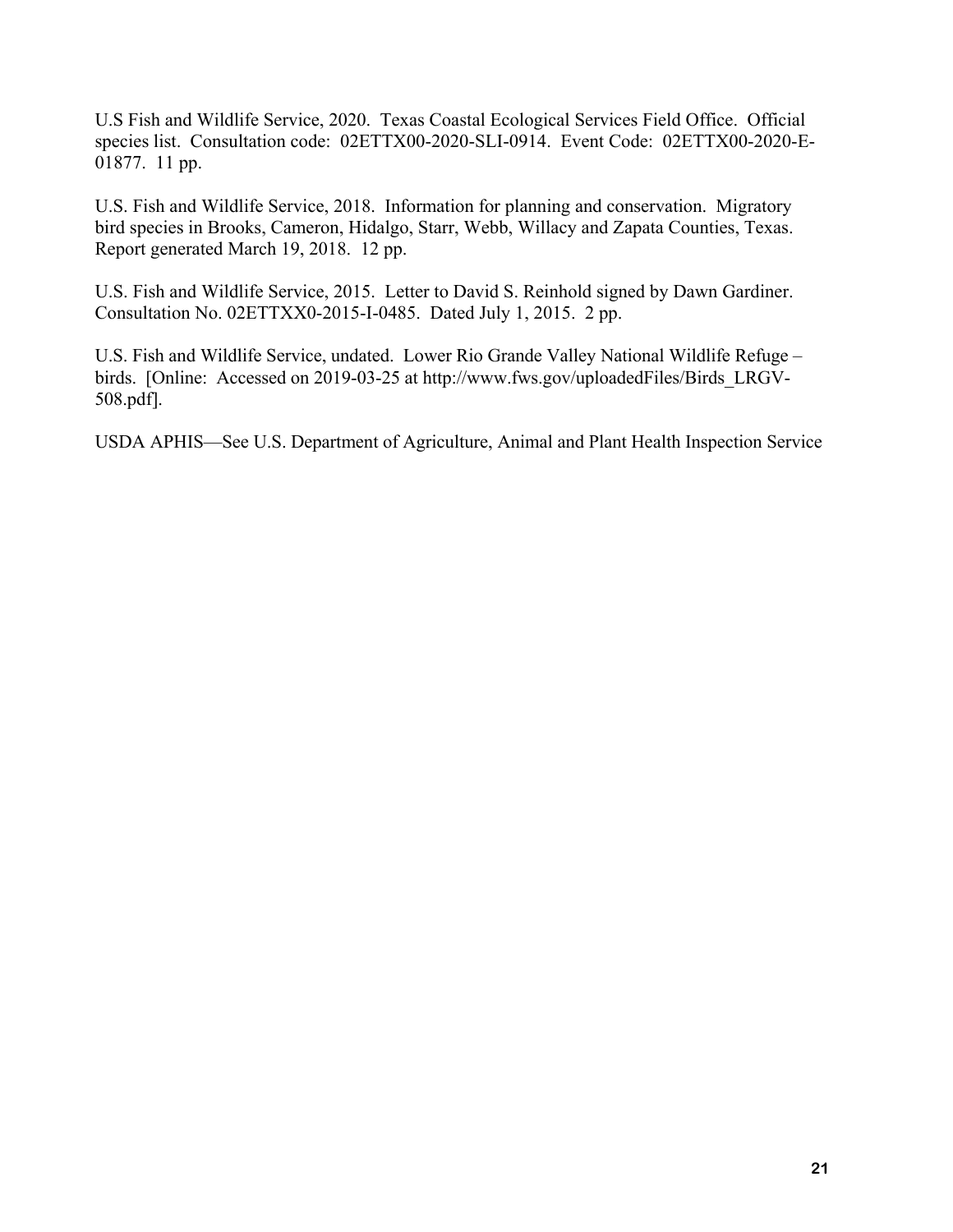U.S Fish and Wildlife Service, 2020. Texas Coastal Ecological Services Field Office. Official species list. Consultation code: 02ETTX00-2020-SLI-0914. Event Code: 02ETTX00-2020-E-01877. 11 pp.

U.S. Fish and Wildlife Service, 2018. Information for planning and conservation. Migratory bird species in Brooks, Cameron, Hidalgo, Starr, Webb, Willacy and Zapata Counties, Texas. Report generated March 19, 2018. 12 pp.

U.S. Fish and Wildlife Service, 2015. Letter to David S. Reinhold signed by Dawn Gardiner. Consultation No. 02ETTXX0-2015-I-0485. Dated July 1, 2015. 2 pp.

U.S. Fish and Wildlife Service, undated. Lower Rio Grande Valley National Wildlife Refuge – birds. [Online: Accessed on 2019-03-25 at http://www.fws.gov/uploadedFiles/Birds_LRGV-508.pdf].

USDA APHIS—See U.S. Department of Agriculture, Animal and Plant Health Inspection Service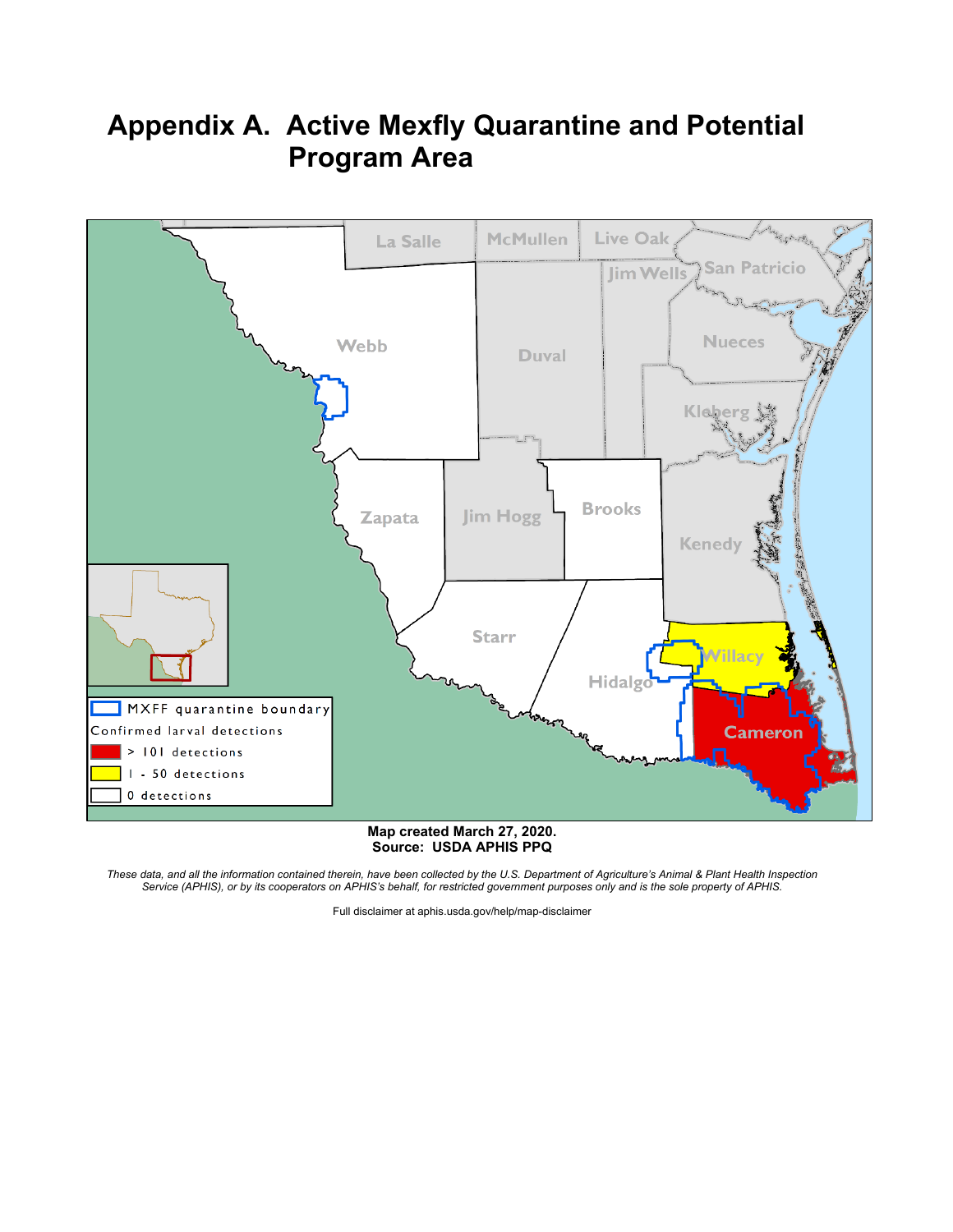# Appendix A. Active Mexfly Quarantine and Potential Program Area

La Salle
McMullen
Live Oak
Jim Wells
San Patricio
Webb
Duval
Nueces
Kleberg
Zapata
Jim Hogg
Brooks
Kenedy
Starr
Willacy
Hidalgo
Cameron

MXFF quarantine boundary
Confirmed larval detections
> 101 detections
1 - 50 detections
0 detections

**Map created March 27, 2020.**
**Source: USDA APHIS PPQ**

*These data, and all the information contained therein, have been collected by the U.S. Department of Agriculture's Animal & Plant Health Inspection Service (APHIS), or by its cooperators on APHIS's behalf, for restricted government purposes only and is the sole property of APHIS.*

Full disclaimer at aphis.usda.gov/help/map-disclaimer